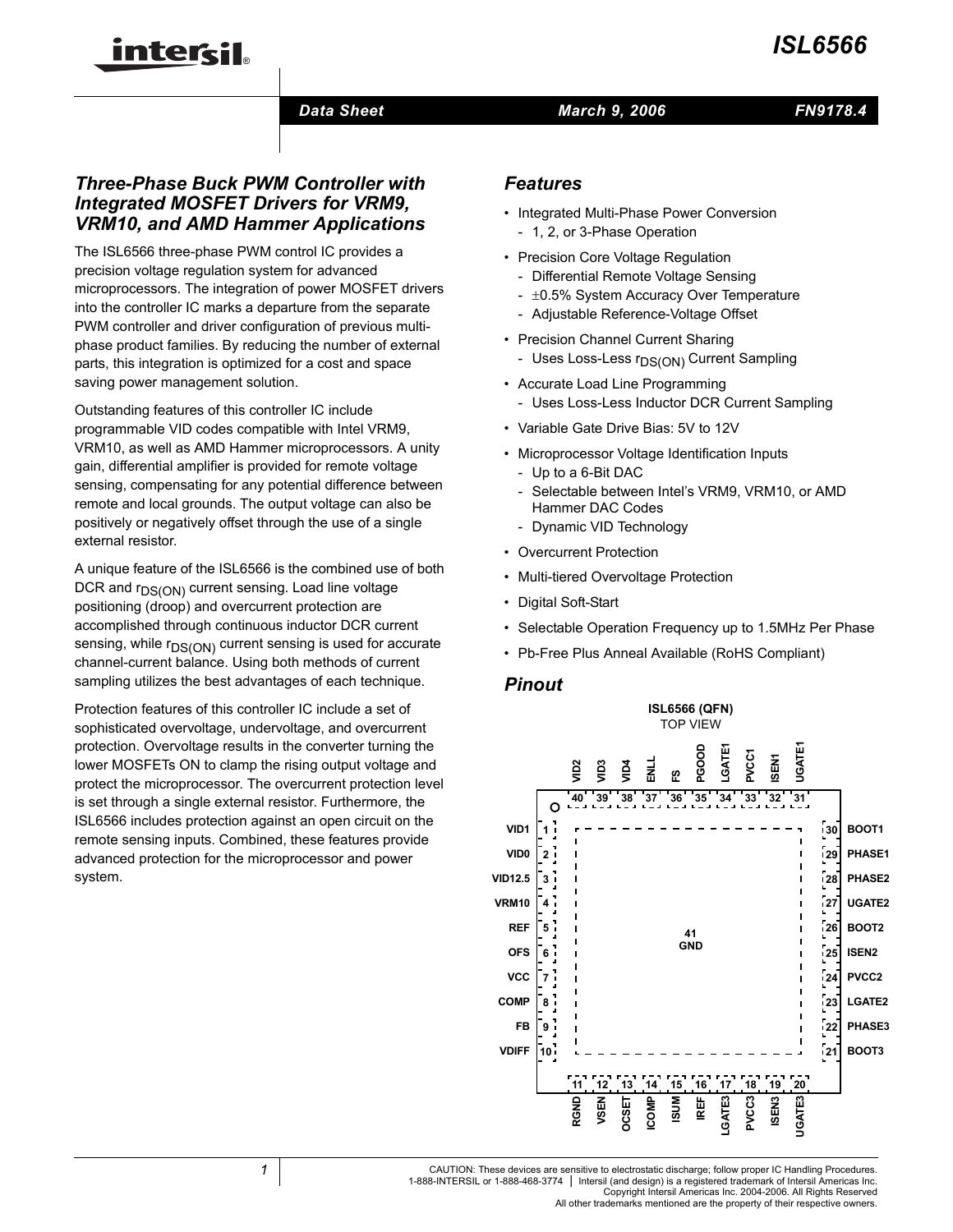# ISL6566

Data Sheet | March 9, 2006 | FN9178.4

## Three-Phase Buck PWM Controller with Integrated MOSFET Drivers for VRM9, VRM10, and AMD Hammer Applications

The ISL6566 three-phase PWM control IC provides a precision voltage regulation system for advanced microprocessors. The integration of power MOSFET drivers into the controller IC marks a departure from the separate PWM controller and driver configuration of previous multi-phase product families. By reducing the number of external parts, this integration is optimized for a cost and space saving power management solution.

Outstanding features of this controller IC include programmable VID codes compatible with Intel VRM9, VRM10, as well as AMD Hammer microprocessors. A unity gain, differential amplifier is provided for remote voltage sensing, compensating for any potential difference between remote and local grounds. The output voltage can also be positively or negatively offset through the use of a single external resistor.

A unique feature of the ISL6566 is the combined use of both DCR and $r_{DS(ON)}$ current sensing. Load line voltage positioning (droop) and overcurrent protection are accomplished through continuous inductor DCR current sensing, while $r_{DS(ON)}$ current sensing is used for accurate channel-current balance. Using both methods of current sampling utilizes the best advantages of each technique.

Protection features of this controller IC include a set of sophisticated overvoltage, undervoltage, and overcurrent protection. Overvoltage results in the converter turning the lower MOSFETs ON to clamp the rising output voltage and protect the microprocessor. The overcurrent protection level is set through a single external resistor. Furthermore, the ISL6566 includes protection against an open circuit on the remote sensing inputs. Combined, these features provide advanced protection for the microprocessor and power system.

## Features

- Integrated Multi-Phase Power Conversion
  - 1, 2, or 3-Phase Operation
- Precision Core Voltage Regulation
  - Differential Remote Voltage Sensing
  - ±0.5% System Accuracy Over Temperature
  - Adjustable Reference-Voltage Offset
- Precision Channel Current Sharing
  - Uses Loss-Less $r_{DS(ON)}$ Current Sampling
- Accurate Load Line Programming
  - Uses Loss-Less Inductor DCR Current Sampling
- Variable Gate Drive Bias: 5V to 12V
- Microprocessor Voltage Identification Inputs
  - Up to a 6-Bit DAC
  - Selectable between Intel's VRM9, VRM10, or AMD Hammer DAC Codes
  - Dynamic VID Technology
- Overcurrent Protection
- Multi-tiered Overvoltage Protection
- Digital Soft-Start
- Selectable Operation Frequency up to 1.5MHz Per Phase
- Pb-Free Plus Anneal Available (RoHS Compliant)

## Pinout

ISL6566 (QFN)
TOP VIEW

| Pin | Name | Pin | Name |
|---|---|---|---|
| 1 | VID1 | 21 | BOOT3 |
| 2 | VID0 | 22 | PHASE3 |
| 3 | VID12.5 | 23 | LGATE2 |
| 4 | VRM10 | 24 | PVCC2 |
| 5 | REF | 25 | ISEN2 |
| 6 | OFS | 26 | BOOT2 |
| 7 | VCC | 27 | UGATE2 |
| 8 | COMP | 28 | PHASE2 |
| 9 | FB | 29 | PHASE1 |
| 10 | VDIFF | 30 | BOOT1 |
| 11 | RGND | 31 | UGATE1 |
| 12 | VSEN | 32 | ISEN1 |
| 13 | OCSET | 33 | PVCC1 |
| 14 | ICOMP | 34 | LGATE1 |
| 15 | ISUM | 35 | PGOOD |
| 16 | IREF | 36 | FS |
| 17 | LGATE3 | 37 | ENLL |
| 18 | PVCC3 | 38 | VID4 |
| 19 | ISEN3 | 39 | VID3 |
| 20 | UGATE3 | 40 | VID2 |
| 41 | GND | | |

CAUTION: These devices are sensitive to electrostatic discharge; follow proper IC Handling Procedures.
1-888-INTERSIL or 1-888-468-3774 | Intersil (and design) is a registered trademark of Intersil Americas Inc.
Copyright Intersil Americas Inc. 2004-2006. All Rights Reserved
All other trademarks mentioned are the property of their respective owners.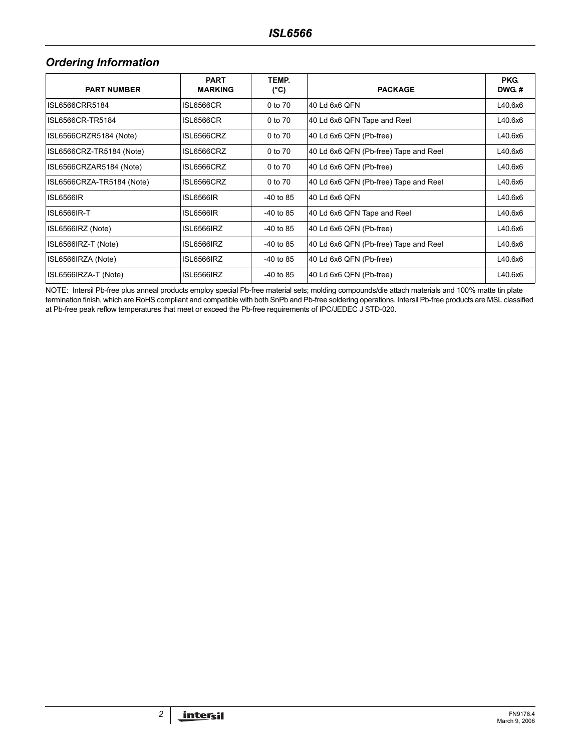## Ordering Information

| PART NUMBER | PART MARKING | TEMP. (°C) | PACKAGE | PKG. DWG. # |
|---|---|---|---|---|
| ISL6566CRR5184 | ISL6566CR | 0 to 70 | 40 Ld 6x6 QFN | L40.6x6 |
| ISL6566CR-TR5184 | ISL6566CR | 0 to 70 | 40 Ld 6x6 QFN Tape and Reel | L40.6x6 |
| ISL6566CRZR5184 (Note) | ISL6566CRZ | 0 to 70 | 40 Ld 6x6 QFN (Pb-free) | L40.6x6 |
| ISL6566CRZ-TR5184 (Note) | ISL6566CRZ | 0 to 70 | 40 Ld 6x6 QFN (Pb-free) Tape and Reel | L40.6x6 |
| ISL6566CRZAR5184 (Note) | ISL6566CRZ | 0 to 70 | 40 Ld 6x6 QFN (Pb-free) | L40.6x6 |
| ISL6566CRZA-TR5184 (Note) | ISL6566CRZ | 0 to 70 | 40 Ld 6x6 QFN (Pb-free) Tape and Reel | L40.6x6 |
| ISL6566IR | ISL6566IR | -40 to 85 | 40 Ld 6x6 QFN | L40.6x6 |
| ISL6566IR-T | ISL6566IR | -40 to 85 | 40 Ld 6x6 QFN Tape and Reel | L40.6x6 |
| ISL6566IRZ (Note) | ISL6566IRZ | -40 to 85 | 40 Ld 6x6 QFN (Pb-free) | L40.6x6 |
| ISL6566IRZ-T (Note) | ISL6566IRZ | -40 to 85 | 40 Ld 6x6 QFN (Pb-free) Tape and Reel | L40.6x6 |
| ISL6566IRZA (Note) | ISL6566IRZ | -40 to 85 | 40 Ld 6x6 QFN (Pb-free) | L40.6x6 |
| ISL6566IRZA-T (Note) | ISL6566IRZ | -40 to 85 | 40 Ld 6x6 QFN (Pb-free) | L40.6x6 |

NOTE: Intersil Pb-free plus anneal products employ special Pb-free material sets; molding compounds/die attach materials and 100% matte tin plate termination finish, which are RoHS compliant and compatible with both SnPb and Pb-free soldering operations. Intersil Pb-free products are MSL classified at Pb-free peak reflow temperatures that meet or exceed the Pb-free requirements of IPC/JEDEC J STD-020.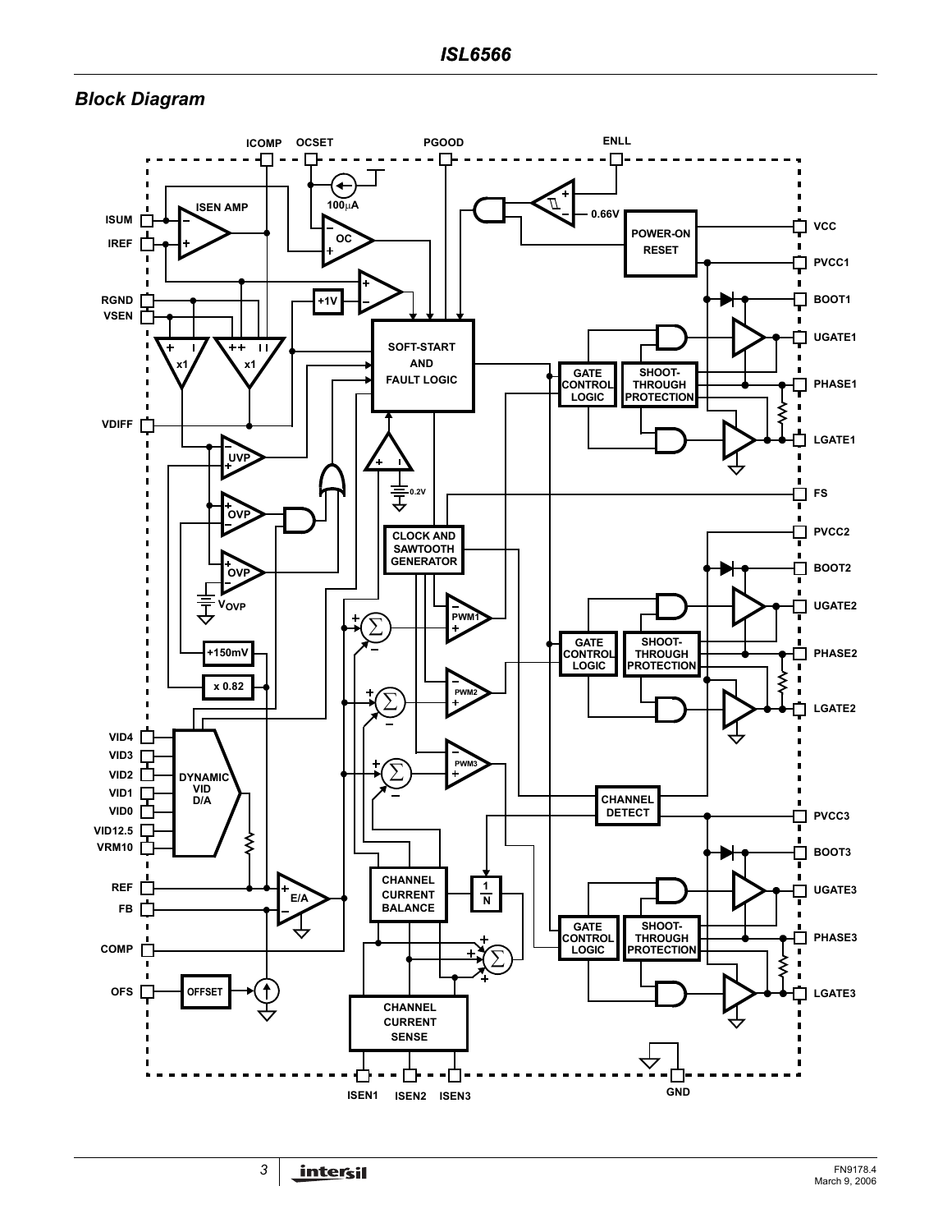## Block Diagram

ICOMP OCSET PGOOD ENLL

100µA

ISEN AMP

ISUM

IREF

OC

0.66V

POWER-ON RESET

VCC

PVCC1

RGND

VSEN

+1V

BOOT1

x1 x1

SOFT-START AND FAULT LOGIC

UGATE1

GATE CONTROL LOGIC

SHOOT-THROUGH PROTECTION

PHASE1

VDIFF

LGATE1

UVP

0.2V

FS

OVP

CLOCK AND SAWTOOTH GENERATOR

PVCC2

OVP

BOOT2

$V_{OVP}$

PWM1

UGATE2

+150mV

GATE CONTROL LOGIC

SHOOT-THROUGH PROTECTION

PHASE2

x 0.82

PWM2

LGATE2

VID4

VID3

PWM3

VID2

DYNAMIC VID D/A

VID1

CHANNEL DETECT

VID0

PVCC3

VID12.5

VRM10

BOOT3

REF

E/A

CHANNEL CURRENT BALANCE

$\frac{1}{N}$

UGATE3

FB

GATE CONTROL LOGIC

SHOOT-THROUGH PROTECTION

PHASE3

COMP

OFS

OFFSET

LGATE3

CHANNEL CURRENT SENSE

GND

ISEN1 ISEN2 ISEN3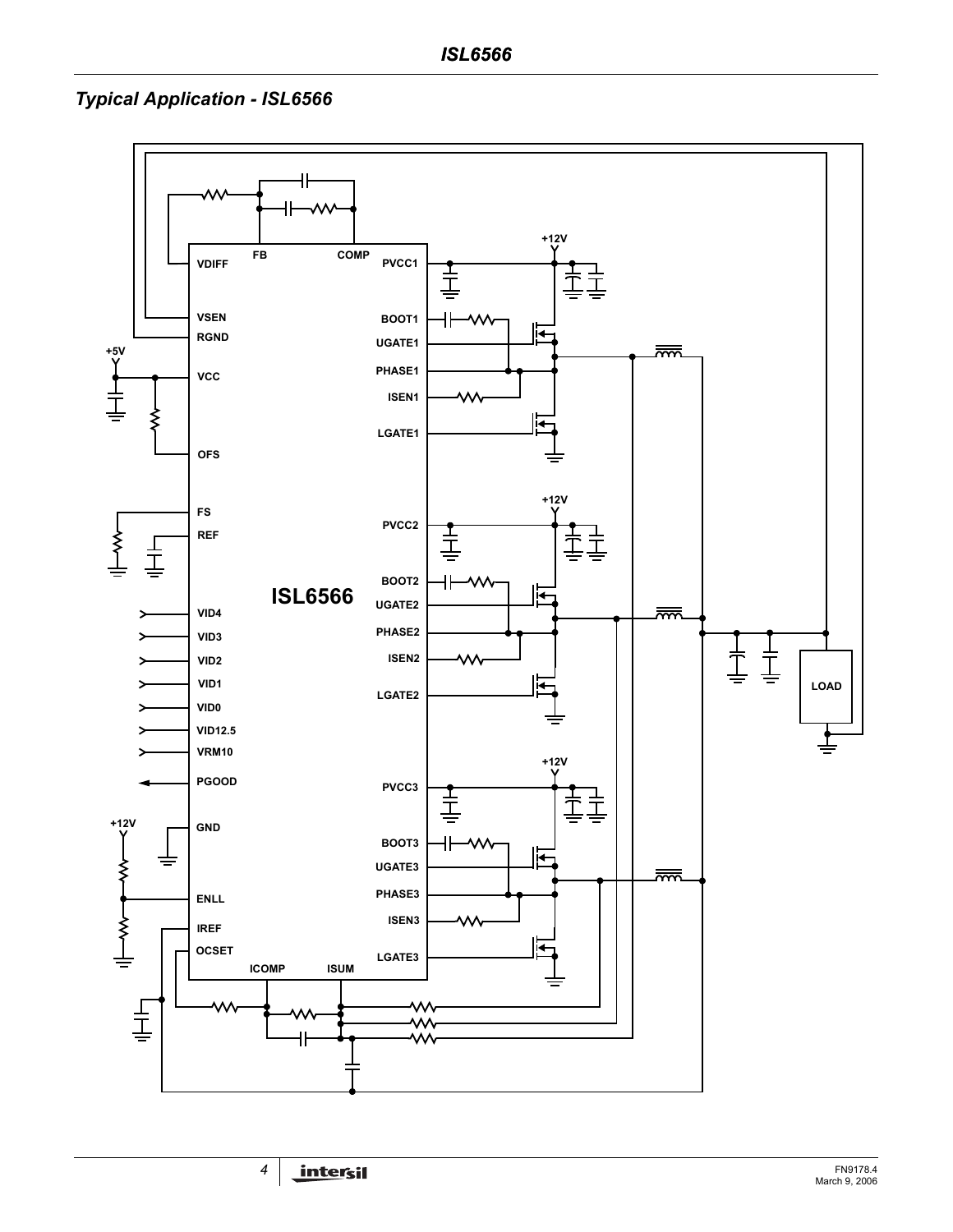## Typical Application - ISL6566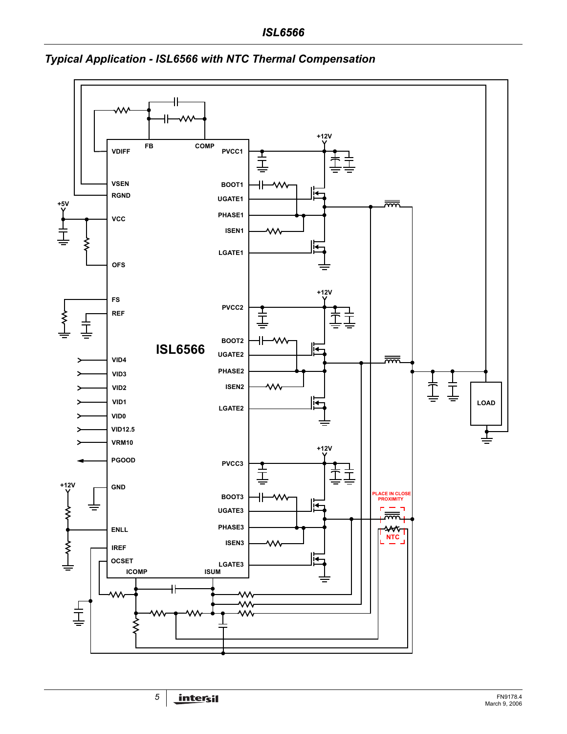## Typical Application - ISL6566 with NTC Thermal Compensation

ISL6566

VDIFF FB COMP PVCC1 +12V

VSEN BOOT1
RGND UGATE1
+5V
VCC PHASE1
ISEN1
LGATE1
OFS

FS
REF PVCC2 +12V

BOOT2
UGATE2
VID4
VID3 PHASE2
VID2 ISEN2
VID1 LGATE2 LOAD
VID0
VID12.5
VRM10
PGOOD PVCC3 +12V

+12V GND
BOOT3 PLACE IN CLOSE PROXIMITY
UGATE3
ENLL PHASE3 NTC
ISEN3
IREF
OCSET LGATE3
ICOMP ISUM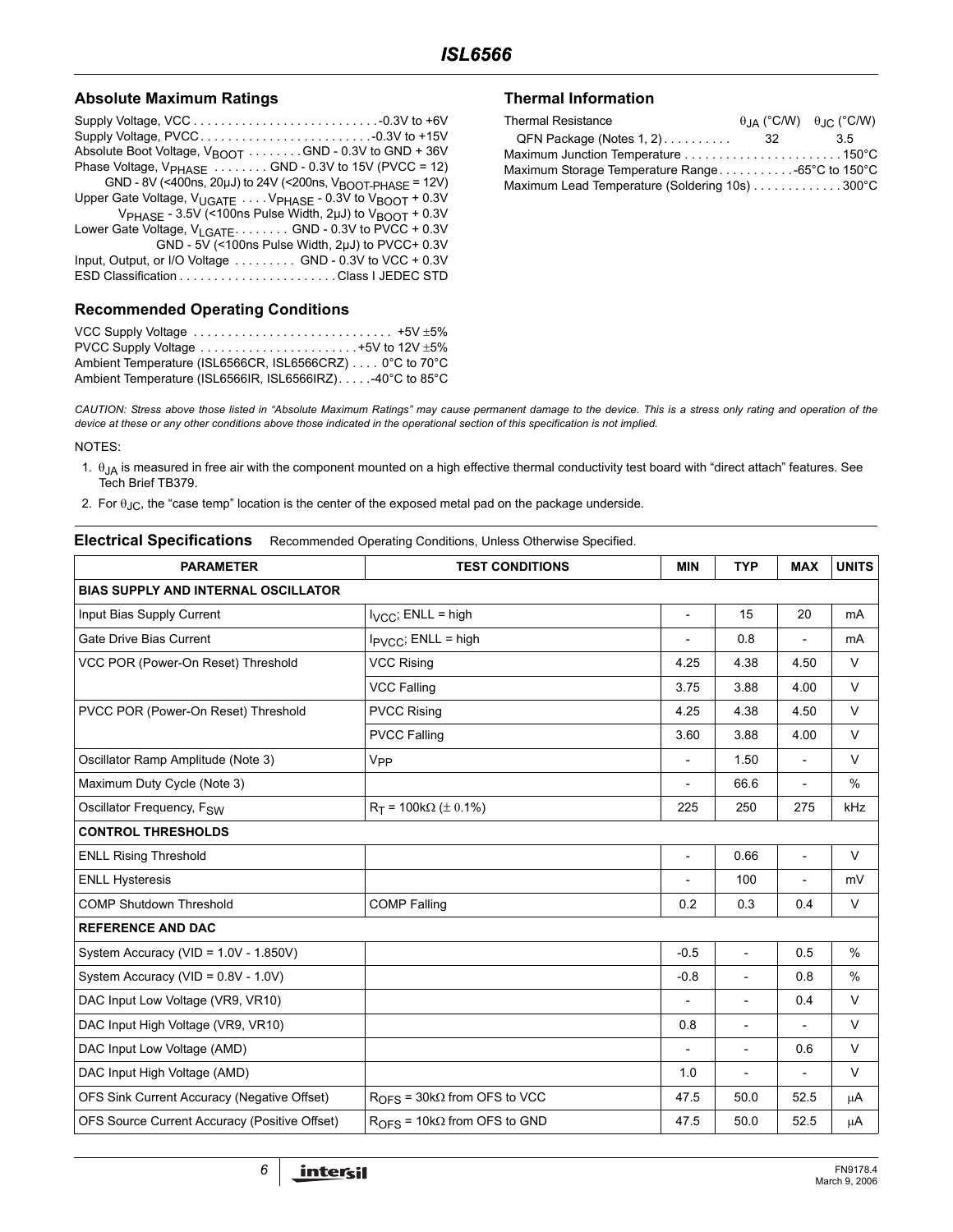## Absolute Maximum Ratings

Supply Voltage, VCC . . . . . . . . . . . . . . . . . . . . . . . . . . .-0.3V to +6V
Supply Voltage, PVCC . . . . . . . . . . . . . . . . . . . . . . . . .-0.3V to +15V
Absolute Boot Voltage, $V_{BOOT}$ . . . . . . . . GND - 0.3V to GND + 36V
Phase Voltage, $V_{PHASE}$ . . . . . . . . GND - 0.3V to 15V (PVCC = 12)
GND - 8V (<400ns, 20µJ) to 24V (<200ns, $V_{BOOT-PHASE}$ = 12V)
Upper Gate Voltage, $V_{UGATE}$ . . . . $V_{PHASE}$ - 0.3V to $V_{BOOT}$ + 0.3V
$V_{PHASE}$ - 3.5V (<100ns Pulse Width, 2µJ) to $V_{BOOT}$ + 0.3V
Lower Gate Voltage, $V_{LGATE}$. . . . . . . . GND - 0.3V to PVCC + 0.3V
GND - 5V (<100ns Pulse Width, 2µJ) to PVCC+ 0.3V
Input, Output, or I/O Voltage . . . . . . . . . GND - 0.3V to VCC + 0.3V
ESD Classification . . . . . . . . . . . . . . . . . . . . . . . Class I JEDEC STD

## Recommended Operating Conditions

VCC Supply Voltage . . . . . . . . . . . . . . . . . . . . . . . . . . . . . +5V ±5%
PVCC Supply Voltage . . . . . . . . . . . . . . . . . . . . . . .+5V to 12V ±5%
Ambient Temperature (ISL6566CR, ISL6566CRZ) . . . . 0°C to 70°C
Ambient Temperature (ISL6566IR, ISL6566IRZ). . . . .-40°C to 85°C

## Thermal Information

| Thermal Resistance | $\theta_{JA}$ (°C/W) | $\theta_{JC}$ (°C/W) |
|---|---|---|
| QFN Package (Notes 1, 2) | 32 | 3.5 |

Maximum Junction Temperature . . . . . . . . . . . . . . . . . . . . . . .150°C
Maximum Storage Temperature Range . . . . . . . . . . .-65°C to 150°C
Maximum Lead Temperature (Soldering 10s) . . . . . . . . . . . . .300°C

*CAUTION: Stress above those listed in "Absolute Maximum Ratings" may cause permanent damage to the device. This is a stress only rating and operation of the device at these or any other conditions above those indicated in the operational section of this specification is not implied.*

NOTES:

1. $\theta_{JA}$ is measured in free air with the component mounted on a high effective thermal conductivity test board with "direct attach" features. See Tech Brief TB379.
2. For $\theta_{JC}$, the "case temp" location is the center of the exposed metal pad on the package underside.

**Electrical Specifications** Recommended Operating Conditions, Unless Otherwise Specified.

| PARAMETER | TEST CONDITIONS | MIN | TYP | MAX | UNITS |
|---|---|---|---|---|---|
| **BIAS SUPPLY AND INTERNAL OSCILLATOR** | | | | | |
| Input Bias Supply Current | $I_{VCC}$; ENLL = high | - | 15 | 20 | mA |
| Gate Drive Bias Current | $I_{PVCC}$; ENLL = high | - | 0.8 | - | mA |
| VCC POR (Power-On Reset) Threshold | VCC Rising | 4.25 | 4.38 | 4.50 | V |
| | VCC Falling | 3.75 | 3.88 | 4.00 | V |
| PVCC POR (Power-On Reset) Threshold | PVCC Rising | 4.25 | 4.38 | 4.50 | V |
| | PVCC Falling | 3.60 | 3.88 | 4.00 | V |
| Oscillator Ramp Amplitude (Note 3) | $V_{PP}$ | - | 1.50 | - | V |
| Maximum Duty Cycle (Note 3) | | - | 66.6 | - | % |
| Oscillator Frequency, $F_{SW}$ | $R_T$ = 100kΩ (± 0.1%) | 225 | 250 | 275 | kHz |
| **CONTROL THRESHOLDS** | | | | | |
| ENLL Rising Threshold | | - | 0.66 | - | V |
| ENLL Hysteresis | | - | 100 | - | mV |
| COMP Shutdown Threshold | COMP Falling | 0.2 | 0.3 | 0.4 | V |
| **REFERENCE AND DAC** | | | | | |
| System Accuracy (VID = 1.0V - 1.850V) | | -0.5 | - | 0.5 | % |
| System Accuracy (VID = 0.8V - 1.0V) | | -0.8 | - | 0.8 | % |
| DAC Input Low Voltage (VR9, VR10) | | - | - | 0.4 | V |
| DAC Input High Voltage (VR9, VR10) | | 0.8 | - | - | V |
| DAC Input Low Voltage (AMD) | | - | - | 0.6 | V |
| DAC Input High Voltage (AMD) | | 1.0 | - | - | V |
| OFS Sink Current Accuracy (Negative Offset) | $R_{OFS}$ = 30kΩ from OFS to VCC | 47.5 | 50.0 | 52.5 | µA |
| OFS Source Current Accuracy (Positive Offset) | $R_{OFS}$ = 10kΩ from OFS to GND | 47.5 | 50.0 | 52.5 | µA |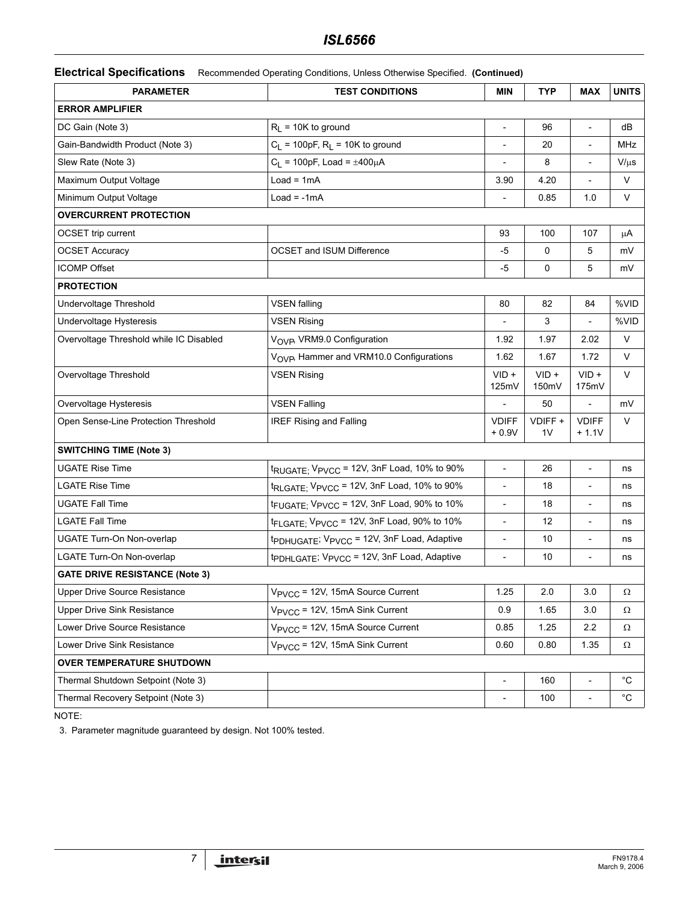## Electrical Specifications

Recommended Operating Conditions, Unless Otherwise Specified. **(Continued)**

| PARAMETER | TEST CONDITIONS | MIN | TYP | MAX | UNITS |
|---|---|---|---|---|---|
| **ERROR AMPLIFIER** | | | | | |
| DC Gain (Note 3) | $R_L$ = 10K to ground | - | 96 | - | dB |
| Gain-Bandwidth Product (Note 3) | $C_L$ = 100pF, $R_L$ = 10K to ground | - | 20 | - | MHz |
| Slew Rate (Note 3) | $C_L$ = 100pF, Load = ±400μA | - | 8 | - | V/μs |
| Maximum Output Voltage | Load = 1mA | 3.90 | 4.20 | - | V |
| Minimum Output Voltage | Load = -1mA | - | 0.85 | 1.0 | V |
| **OVERCURRENT PROTECTION** | | | | | |
| OCSET trip current | | 93 | 100 | 107 | μA |
| OCSET Accuracy | OCSET and ISUM Difference | -5 | 0 | 5 | mV |
| ICOMP Offset | | -5 | 0 | 5 | mV |
| **PROTECTION** | | | | | |
| Undervoltage Threshold | VSEN falling | 80 | 82 | 84 | %VID |
| Undervoltage Hysteresis | VSEN Rising | - | 3 | - | %VID |
| Overvoltage Threshold while IC Disabled | $V_{OVP}$, VRM9.0 Configuration | 1.92 | 1.97 | 2.02 | V |
| | $V_{OVP}$, Hammer and VRM10.0 Configurations | 1.62 | 1.67 | 1.72 | V |
| Overvoltage Threshold | VSEN Rising | VID + 125mV | VID + 150mV | VID + 175mV | V |
| Overvoltage Hysteresis | VSEN Falling | - | 50 | - | mV |
| Open Sense-Line Protection Threshold | IREF Rising and Falling | VDIFF + 0.9V | VDIFF + 1V | VDIFF + 1.1V | V |
| **SWITCHING TIME (Note 3)** | | | | | |
| UGATE Rise Time | $t_{RUGATE}$; $V_{PVCC}$ = 12V, 3nF Load, 10% to 90% | - | 26 | - | ns |
| LGATE Rise Time | $t_{RLGATE}$; $V_{PVCC}$ = 12V, 3nF Load, 10% to 90% | - | 18 | - | ns |
| UGATE Fall Time | $t_{FUGATE}$; $V_{PVCC}$ = 12V, 3nF Load, 90% to 10% | - | 18 | - | ns |
| LGATE Fall Time | $t_{FLGATE}$; $V_{PVCC}$ = 12V, 3nF Load, 90% to 10% | - | 12 | - | ns |
| UGATE Turn-On Non-overlap | $t_{PDHUGATE}$; $V_{PVCC}$ = 12V, 3nF Load, Adaptive | - | 10 | - | ns |
| LGATE Turn-On Non-overlap | $t_{PDHLGATE}$; $V_{PVCC}$ = 12V, 3nF Load, Adaptive | - | 10 | - | ns |
| **GATE DRIVE RESISTANCE (Note 3)** | | | | | |
| Upper Drive Source Resistance | $V_{PVCC}$ = 12V, 15mA Source Current | 1.25 | 2.0 | 3.0 | Ω |
| Upper Drive Sink Resistance | $V_{PVCC}$ = 12V, 15mA Sink Current | 0.9 | 1.65 | 3.0 | Ω |
| Lower Drive Source Resistance | $V_{PVCC}$ = 12V, 15mA Source Current | 0.85 | 1.25 | 2.2 | Ω |
| Lower Drive Sink Resistance | $V_{PVCC}$ = 12V, 15mA Sink Current | 0.60 | 0.80 | 1.35 | Ω |
| **OVER TEMPERATURE SHUTDOWN** | | | | | |
| Thermal Shutdown Setpoint (Note 3) | | - | 160 | - | °C |
| Thermal Recovery Setpoint (Note 3) | | - | 100 | - | °C |

NOTE:

3. Parameter magnitude guaranteed by design. Not 100% tested.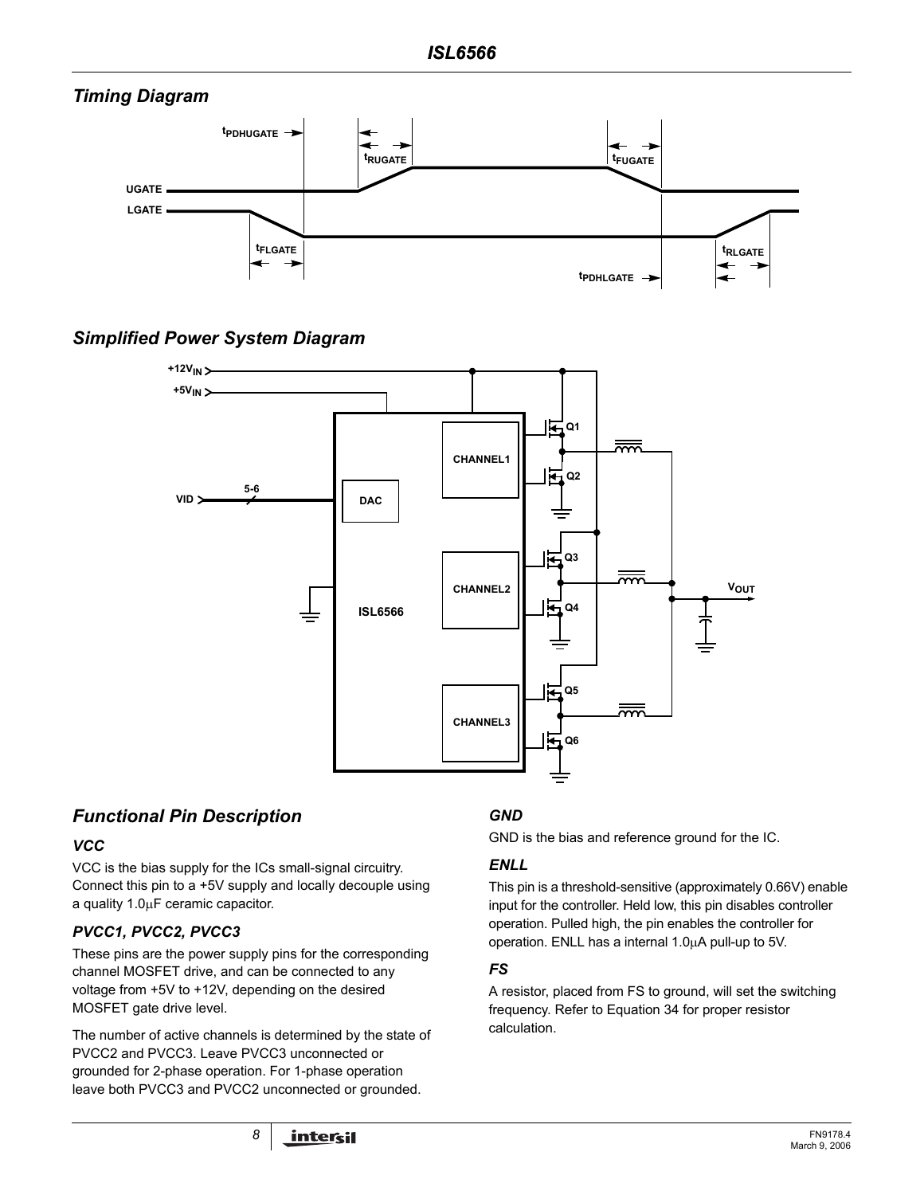## Timing Diagram

## Simplified Power System Diagram

## Functional Pin Description

### VCC

VCC is the bias supply for the ICs small-signal circuitry. Connect this pin to a +5V supply and locally decouple using a quality 1.0μF ceramic capacitor.

### PVCC1, PVCC2, PVCC3

These pins are the power supply pins for the corresponding channel MOSFET drive, and can be connected to any voltage from +5V to +12V, depending on the desired MOSFET gate drive level.

The number of active channels is determined by the state of PVCC2 and PVCC3. Leave PVCC3 unconnected or grounded for 2-phase operation. For 1-phase operation leave both PVCC3 and PVCC2 unconnected or grounded.

### GND

GND is the bias and reference ground for the IC.

### ENLL

This pin is a threshold-sensitive (approximately 0.66V) enable input for the controller. Held low, this pin disables controller operation. Pulled high, the pin enables the controller for operation. ENLL has a internal 1.0μA pull-up to 5V.

### FS

A resistor, placed from FS to ground, will set the switching frequency. Refer to Equation 34 for proper resistor calculation.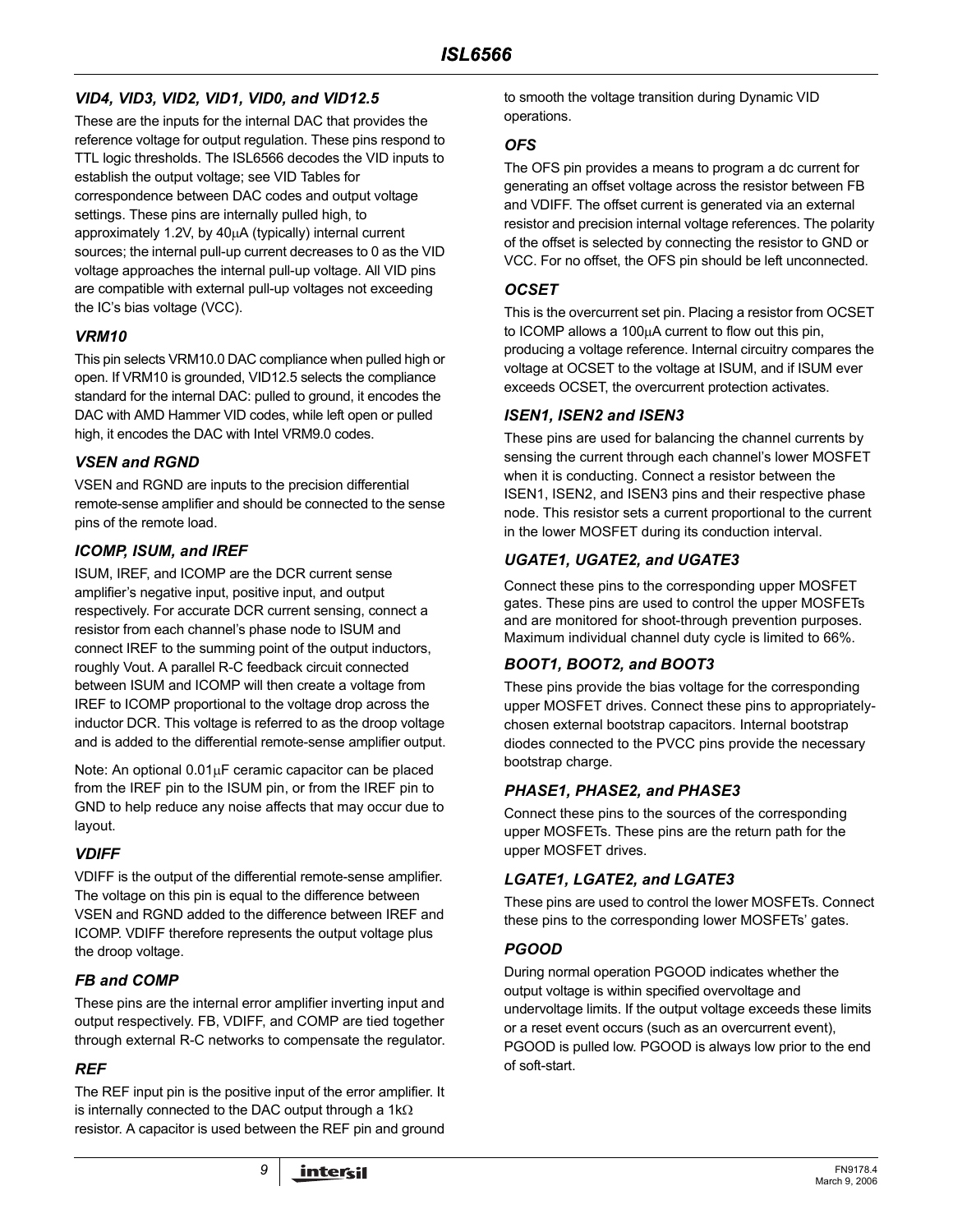### *VID4, VID3, VID2, VID1, VID0, and VID12.5*

These are the inputs for the internal DAC that provides the reference voltage for output regulation. These pins respond to TTL logic thresholds. The ISL6566 decodes the VID inputs to establish the output voltage; see VID Tables for correspondence between DAC codes and output voltage settings. These pins are internally pulled high, to approximately 1.2V, by 40μA (typically) internal current sources; the internal pull-up current decreases to 0 as the VID voltage approaches the internal pull-up voltage. All VID pins are compatible with external pull-up voltages not exceeding the IC's bias voltage (VCC).

### *VRM10*

This pin selects VRM10.0 DAC compliance when pulled high or open. If VRM10 is grounded, VID12.5 selects the compliance standard for the internal DAC: pulled to ground, it encodes the DAC with AMD Hammer VID codes, while left open or pulled high, it encodes the DAC with Intel VRM9.0 codes.

### *VSEN and RGND*

VSEN and RGND are inputs to the precision differential remote-sense amplifier and should be connected to the sense pins of the remote load.

### *ICOMP, ISUM, and IREF*

ISUM, IREF, and ICOMP are the DCR current sense amplifier's negative input, positive input, and output respectively. For accurate DCR current sensing, connect a resistor from each channel's phase node to ISUM and connect IREF to the summing point of the output inductors, roughly Vout. A parallel R-C feedback circuit connected between ISUM and ICOMP will then create a voltage from IREF to ICOMP proportional to the voltage drop across the inductor DCR. This voltage is referred to as the droop voltage and is added to the differential remote-sense amplifier output.

Note: An optional 0.01μF ceramic capacitor can be placed from the IREF pin to the ISUM pin, or from the IREF pin to GND to help reduce any noise affects that may occur due to layout.

### *VDIFF*

VDIFF is the output of the differential remote-sense amplifier. The voltage on this pin is equal to the difference between VSEN and RGND added to the difference between IREF and ICOMP. VDIFF therefore represents the output voltage plus the droop voltage.

### *FB and COMP*

These pins are the internal error amplifier inverting input and output respectively. FB, VDIFF, and COMP are tied together through external R-C networks to compensate the regulator.

### *REF*

The REF input pin is the positive input of the error amplifier. It is internally connected to the DAC output through a 1kΩ resistor. A capacitor is used between the REF pin and ground to smooth the voltage transition during Dynamic VID operations.

### *OFS*

The OFS pin provides a means to program a dc current for generating an offset voltage across the resistor between FB and VDIFF. The offset current is generated via an external resistor and precision internal voltage references. The polarity of the offset is selected by connecting the resistor to GND or VCC. For no offset, the OFS pin should be left unconnected.

### *OCSET*

This is the overcurrent set pin. Placing a resistor from OCSET to ICOMP allows a 100μA current to flow out this pin, producing a voltage reference. Internal circuitry compares the voltage at OCSET to the voltage at ISUM, and if ISUM ever exceeds OCSET, the overcurrent protection activates.

### *ISEN1, ISEN2 and ISEN3*

These pins are used for balancing the channel currents by sensing the current through each channel's lower MOSFET when it is conducting. Connect a resistor between the ISEN1, ISEN2, and ISEN3 pins and their respective phase node. This resistor sets a current proportional to the current in the lower MOSFET during its conduction interval.

### *UGATE1, UGATE2, and UGATE3*

Connect these pins to the corresponding upper MOSFET gates. These pins are used to control the upper MOSFETs and are monitored for shoot-through prevention purposes. Maximum individual channel duty cycle is limited to 66%.

### *BOOT1, BOOT2, and BOOT3*

These pins provide the bias voltage for the corresponding upper MOSFET drives. Connect these pins to appropriately-chosen external bootstrap capacitors. Internal bootstrap diodes connected to the PVCC pins provide the necessary bootstrap charge.

### *PHASE1, PHASE2, and PHASE3*

Connect these pins to the sources of the corresponding upper MOSFETs. These pins are the return path for the upper MOSFET drives.

### *LGATE1, LGATE2, and LGATE3*

These pins are used to control the lower MOSFETs. Connect these pins to the corresponding lower MOSFETs' gates.

### *PGOOD*

During normal operation PGOOD indicates whether the output voltage is within specified overvoltage and undervoltage limits. If the output voltage exceeds these limits or a reset event occurs (such as an overcurrent event), PGOOD is pulled low. PGOOD is always low prior to the end of soft-start.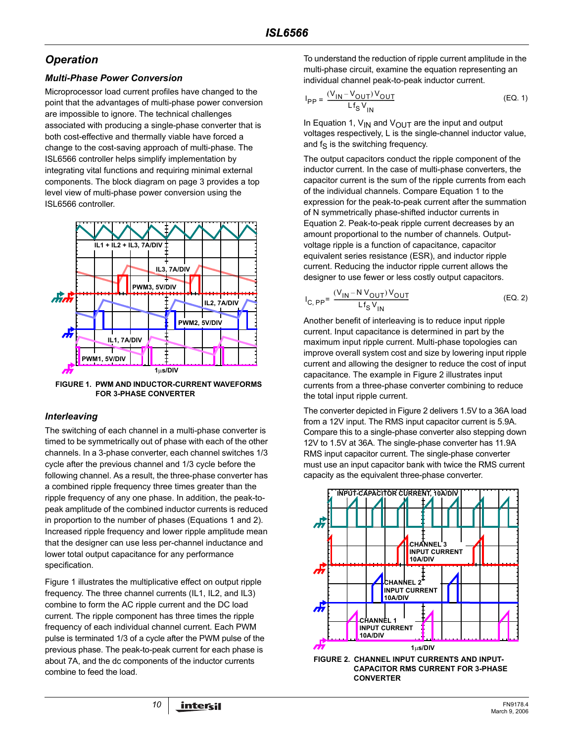## Operation

### Multi-Phase Power Conversion

Microprocessor load current profiles have changed to the point that the advantages of multi-phase power conversion are impossible to ignore. The technical challenges associated with producing a single-phase converter that is both cost-effective and thermally viable have forced a change to the cost-saving approach of multi-phase. The ISL6566 controller helps simplify implementation by integrating vital functions and requiring minimal external components. The block diagram on page 3 provides a top level view of multi-phase power conversion using the ISL6566 controller.

**FIGURE 1. PWM AND INDUCTOR-CURRENT WAVEFORMS FOR 3-PHASE CONVERTER**

### Interleaving

The switching of each channel in a multi-phase converter is timed to be symmetrically out of phase with each of the other channels. In a 3-phase converter, each channel switches 1/3 cycle after the previous channel and 1/3 cycle before the following channel. As a result, the three-phase converter has a combined ripple frequency three times greater than the ripple frequency of any one phase. In addition, the peak-to-peak amplitude of the combined inductor currents is reduced in proportion to the number of phases (Equations 1 and 2). Increased ripple frequency and lower ripple amplitude mean that the designer can use less per-channel inductance and lower total output capacitance for any performance specification.

Figure 1 illustrates the multiplicative effect on output ripple frequency. The three channel currents (IL1, IL2, and IL3) combine to form the AC ripple current and the DC load current. The ripple component has three times the ripple frequency of each individual channel current. Each PWM pulse is terminated 1/3 of a cycle after the PWM pulse of the previous phase. The peak-to-peak current for each phase is about 7A, and the dc components of the inductor currents combine to feed the load.

To understand the reduction of ripple current amplitude in the multi-phase circuit, examine the equation representing an individual channel peak-to-peak inductor current.

$$I_{PP} = \frac{(V_{IN} - V_{OUT})V_{OUT}}{L f_S V_{IN}} \qquad \text{(EQ. 1)}$$

In Equation 1, $V_{IN}$ and $V_{OUT}$ are the input and output voltages respectively, L is the single-channel inductor value, and $f_S$ is the switching frequency.

The output capacitors conduct the ripple component of the inductor current. In the case of multi-phase converters, the capacitor current is the sum of the ripple currents from each of the individual channels. Compare Equation 1 to the expression for the peak-to-peak current after the summation of N symmetrically phase-shifted inductor currents in Equation 2. Peak-to-peak ripple current decreases by an amount proportional to the number of channels. Output-voltage ripple is a function of capacitance, capacitor equivalent series resistance (ESR), and inductor ripple current. Reducing the inductor ripple current allows the designer to use fewer or less costly output capacitors.

$$I_{C,PP} = \frac{(V_{IN} - N\,V_{OUT})V_{OUT}}{L f_S V_{IN}} \qquad \text{(EQ. 2)}$$

Another benefit of interleaving is to reduce input ripple current. Input capacitance is determined in part by the maximum input ripple current. Multi-phase topologies can improve overall system cost and size by lowering input ripple current and allowing the designer to reduce the cost of input capacitance. The example in Figure 2 illustrates input currents from a three-phase converter combining to reduce the total input ripple current.

The converter depicted in Figure 2 delivers 1.5V to a 36A load from a 12V input. The RMS input capacitor current is 5.9A. Compare this to a single-phase converter also stepping down 12V to 1.5V at 36A. The single-phase converter has 11.9A RMS input capacitor current. The single-phase converter must use an input capacitor bank with twice the RMS current capacity as the equivalent three-phase converter.

**FIGURE 2. CHANNEL INPUT CURRENTS AND INPUT-CAPACITOR RMS CURRENT FOR 3-PHASE CONVERTER**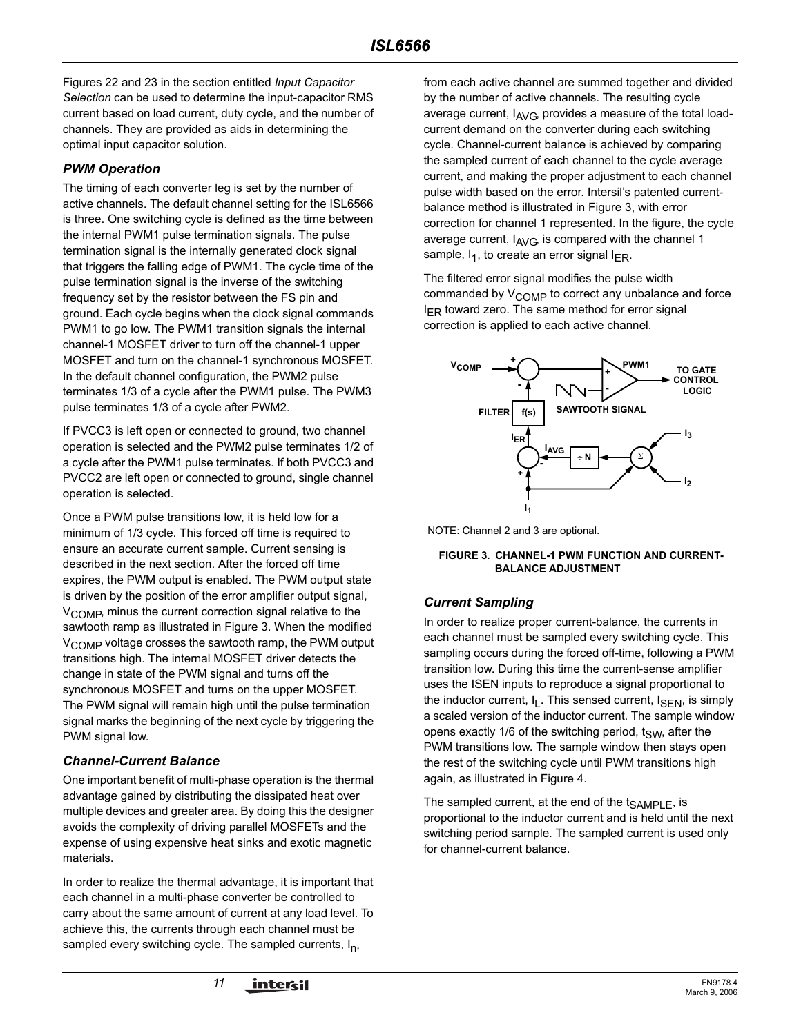Figures 22 and 23 in the section entitled *Input Capacitor Selection* can be used to determine the input-capacitor RMS current based on load current, duty cycle, and the number of channels. They are provided as aids in determining the optimal input capacitor solution.

### *PWM Operation*

The timing of each converter leg is set by the number of active channels. The default channel setting for the ISL6566 is three. One switching cycle is defined as the time between the internal PWM1 pulse termination signals. The pulse termination signal is the internally generated clock signal that triggers the falling edge of PWM1. The cycle time of the pulse termination signal is the inverse of the switching frequency set by the resistor between the FS pin and ground. Each cycle begins when the clock signal commands PWM1 to go low. The PWM1 transition signals the internal channel-1 MOSFET driver to turn off the channel-1 upper MOSFET and turn on the channel-1 synchronous MOSFET. In the default channel configuration, the PWM2 pulse terminates 1/3 of a cycle after the PWM1 pulse. The PWM3 pulse terminates 1/3 of a cycle after PWM2.

If PVCC3 is left open or connected to ground, two channel operation is selected and the PWM2 pulse terminates 1/2 of a cycle after the PWM1 pulse terminates. If both PVCC3 and PVCC2 are left open or connected to ground, single channel operation is selected.

Once a PWM pulse transitions low, it is held low for a minimum of 1/3 cycle. This forced off time is required to ensure an accurate current sample. Current sensing is described in the next section. After the forced off time expires, the PWM output is enabled. The PWM output state is driven by the position of the error amplifier output signal, $V_{COMP}$, minus the current correction signal relative to the sawtooth ramp as illustrated in Figure 3. When the modified $V_{COMP}$ voltage crosses the sawtooth ramp, the PWM output transitions high. The internal MOSFET driver detects the change in state of the PWM signal and turns off the synchronous MOSFET and turns on the upper MOSFET. The PWM signal will remain high until the pulse termination signal marks the beginning of the next cycle by triggering the PWM signal low.

### *Channel-Current Balance*

One important benefit of multi-phase operation is the thermal advantage gained by distributing the dissipated heat over multiple devices and greater area. By doing this the designer avoids the complexity of driving parallel MOSFETs and the expense of using expensive heat sinks and exotic magnetic materials.

In order to realize the thermal advantage, it is important that each channel in a multi-phase converter be controlled to carry about the same amount of current at any load level. To achieve this, the currents through each channel must be sampled every switching cycle. The sampled currents, $I_n$, from each active channel are summed together and divided by the number of active channels. The resulting cycle average current, $I_{AVG}$, provides a measure of the total load-current demand on the converter during each switching cycle. Channel-current balance is achieved by comparing the sampled current of each channel to the cycle average current, and making the proper adjustment to each channel pulse width based on the error. Intersil's patented current-balance method is illustrated in Figure 3, with error correction for channel 1 represented. In the figure, the cycle average current, $I_{AVG}$, is compared with the channel 1 sample, $I_1$, to create an error signal $I_{ER}$.

The filtered error signal modifies the pulse width commanded by $V_{COMP}$ to correct any unbalance and force $I_{ER}$ toward zero. The same method for error signal correction is applied to each active channel.

NOTE: Channel 2 and 3 are optional.

**FIGURE 3. CHANNEL-1 PWM FUNCTION AND CURRENT-BALANCE ADJUSTMENT**

### *Current Sampling*

In order to realize proper current-balance, the currents in each channel must be sampled every switching cycle. This sampling occurs during the forced off-time, following a PWM transition low. During this time the current-sense amplifier uses the ISEN inputs to reproduce a signal proportional to the inductor current, $I_L$. This sensed current, $I_{SEN}$, is simply a scaled version of the inductor current. The sample window opens exactly 1/6 of the switching period, $t_{SW}$, after the PWM transitions low. The sample window then stays open the rest of the switching cycle until PWM transitions high again, as illustrated in Figure 4.

The sampled current, at the end of the $t_{SAMPLE}$, is proportional to the inductor current and is held until the next switching period sample. The sampled current is used only for channel-current balance.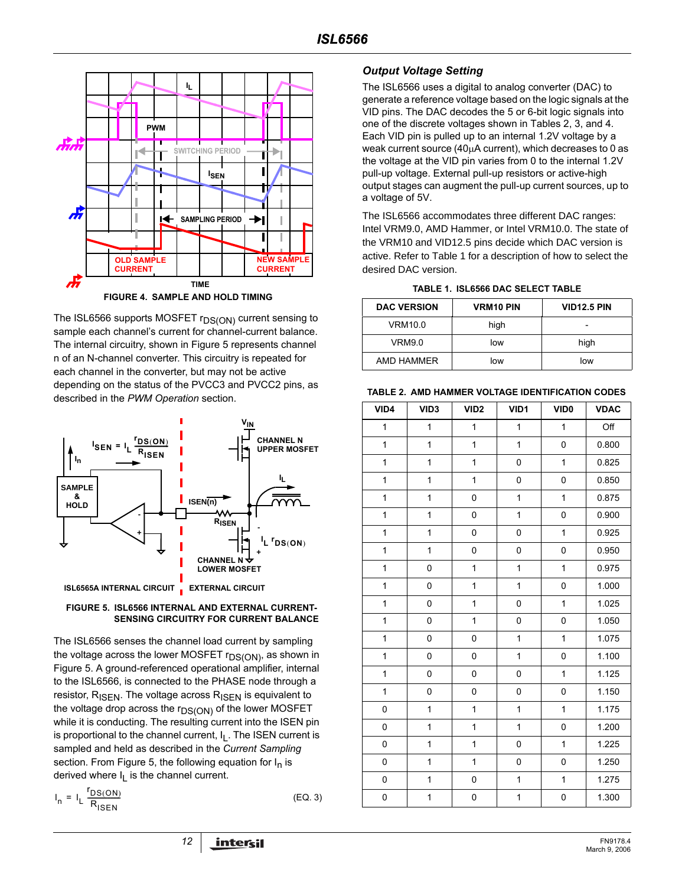FIGURE 4. SAMPLE AND HOLD TIMING

The ISL6566 supports MOSFET $r_{DS(ON)}$ current sensing to sample each channel's current for channel-current balance. The internal circuitry, shown in Figure 5 represents channel n of an N-channel converter. This circuitry is repeated for each channel in the converter, but may not be active depending on the status of the PVCC3 and PVCC2 pins, as described in the *PWM Operation* section.

FIGURE 5. ISL6566 INTERNAL AND EXTERNAL CURRENT-SENSING CIRCUITRY FOR CURRENT BALANCE

The ISL6566 senses the channel load current by sampling the voltage across the lower MOSFET $r_{DS(ON)}$, as shown in Figure 5. A ground-referenced operational amplifier, internal to the ISL6566, is connected to the PHASE node through a resistor, $R_{ISEN}$. The voltage across $R_{ISEN}$ is equivalent to the voltage drop across the $r_{DS(ON)}$ of the lower MOSFET while it is conducting. The resulting current into the ISEN pin is proportional to the channel current, $I_L$. The ISEN current is sampled and held as described in the *Current Sampling* section. From Figure 5, the following equation for $I_n$ is derived where $I_L$ is the channel current.

$$I_n = I_L \frac{r_{DS(ON)}}{R_{ISEN}} \qquad \text{(EQ. 3)}$$

### Output Voltage Setting

The ISL6566 uses a digital to analog converter (DAC) to generate a reference voltage based on the logic signals at the VID pins. The DAC decodes the 5 or 6-bit logic signals into one of the discrete voltages shown in Tables 2, 3, and 4. Each VID pin is pulled up to an internal 1.2V voltage by a weak current source (40µA current), which decreases to 0 as the voltage at the VID pin varies from 0 to the internal 1.2V pull-up voltage. External pull-up resistors or active-high output stages can augment the pull-up current sources, up to a voltage of 5V.

The ISL6566 accommodates three different DAC ranges: Intel VRM9.0, AMD Hammer, or Intel VRM10.0. The state of the VRM10 and VID12.5 pins decide which DAC version is active. Refer to Table 1 for a description of how to select the desired DAC version.

TABLE 1. ISL6566 DAC SELECT TABLE

| DAC VERSION | VRM10 PIN | VID12.5 PIN |
|---|---|---|
| VRM10.0 | high | - |
| VRM9.0 | low | high |
| AMD HAMMER | low | low |

TABLE 2. AMD HAMMER VOLTAGE IDENTIFICATION CODES

| VID4 | VID3 | VID2 | VID1 | VID0 | VDAC |
|---|---|---|---|---|---|
| 1 | 1 | 1 | 1 | 1 | Off |
| 1 | 1 | 1 | 1 | 0 | 0.800 |
| 1 | 1 | 1 | 0 | 1 | 0.825 |
| 1 | 1 | 1 | 0 | 0 | 0.850 |
| 1 | 1 | 0 | 1 | 1 | 0.875 |
| 1 | 1 | 0 | 1 | 0 | 0.900 |
| 1 | 1 | 0 | 0 | 1 | 0.925 |
| 1 | 1 | 0 | 0 | 0 | 0.950 |
| 1 | 0 | 1 | 1 | 1 | 0.975 |
| 1 | 0 | 1 | 1 | 0 | 1.000 |
| 1 | 0 | 1 | 0 | 1 | 1.025 |
| 1 | 0 | 1 | 0 | 0 | 1.050 |
| 1 | 0 | 0 | 1 | 1 | 1.075 |
| 1 | 0 | 0 | 1 | 0 | 1.100 |
| 1 | 0 | 0 | 0 | 1 | 1.125 |
| 1 | 0 | 0 | 0 | 0 | 1.150 |
| 0 | 1 | 1 | 1 | 1 | 1.175 |
| 0 | 1 | 1 | 1 | 0 | 1.200 |
| 0 | 1 | 1 | 0 | 1 | 1.225 |
| 0 | 1 | 1 | 0 | 0 | 1.250 |
| 0 | 1 | 0 | 1 | 1 | 1.275 |
| 0 | 1 | 0 | 1 | 0 | 1.300 |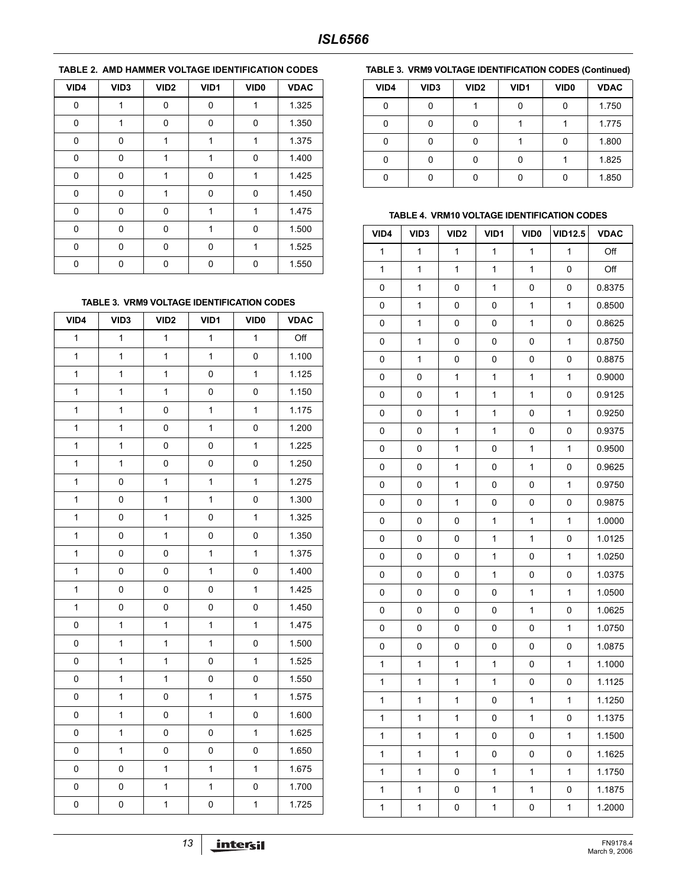**TABLE 2. AMD HAMMER VOLTAGE IDENTIFICATION CODES**

| VID4 | VID3 | VID2 | VID1 | VID0 | VDAC |
|---|---|---|---|---|---|
| 0 | 1 | 0 | 0 | 1 | 1.325 |
| 0 | 1 | 0 | 0 | 0 | 1.350 |
| 0 | 0 | 1 | 1 | 1 | 1.375 |
| 0 | 0 | 1 | 1 | 0 | 1.400 |
| 0 | 0 | 1 | 0 | 1 | 1.425 |
| 0 | 0 | 1 | 0 | 0 | 1.450 |
| 0 | 0 | 0 | 1 | 1 | 1.475 |
| 0 | 0 | 0 | 1 | 0 | 1.500 |
| 0 | 0 | 0 | 0 | 1 | 1.525 |
| 0 | 0 | 0 | 0 | 0 | 1.550 |

**TABLE 3. VRM9 VOLTAGE IDENTIFICATION CODES**

| VID4 | VID3 | VID2 | VID1 | VID0 | VDAC |
|---|---|---|---|---|---|
| 1 | 1 | 1 | 1 | 1 | Off |
| 1 | 1 | 1 | 1 | 0 | 1.100 |
| 1 | 1 | 1 | 0 | 1 | 1.125 |
| 1 | 1 | 1 | 0 | 0 | 1.150 |
| 1 | 1 | 0 | 1 | 1 | 1.175 |
| 1 | 1 | 0 | 1 | 0 | 1.200 |
| 1 | 1 | 0 | 0 | 1 | 1.225 |
| 1 | 1 | 0 | 0 | 0 | 1.250 |
| 1 | 0 | 1 | 1 | 1 | 1.275 |
| 1 | 0 | 1 | 1 | 0 | 1.300 |
| 1 | 0 | 1 | 0 | 1 | 1.325 |
| 1 | 0 | 1 | 0 | 0 | 1.350 |
| 1 | 0 | 0 | 1 | 1 | 1.375 |
| 1 | 0 | 0 | 1 | 0 | 1.400 |
| 1 | 0 | 0 | 0 | 1 | 1.425 |
| 1 | 0 | 0 | 0 | 0 | 1.450 |
| 0 | 1 | 1 | 1 | 1 | 1.475 |
| 0 | 1 | 1 | 1 | 0 | 1.500 |
| 0 | 1 | 1 | 0 | 1 | 1.525 |
| 0 | 1 | 1 | 0 | 0 | 1.550 |
| 0 | 1 | 0 | 1 | 1 | 1.575 |
| 0 | 1 | 0 | 1 | 0 | 1.600 |
| 0 | 1 | 0 | 0 | 1 | 1.625 |
| 0 | 1 | 0 | 0 | 0 | 1.650 |
| 0 | 0 | 1 | 1 | 1 | 1.675 |
| 0 | 0 | 1 | 1 | 0 | 1.700 |
| 0 | 0 | 1 | 0 | 1 | 1.725 |
| 0 | 0 | 1 | 0 | 0 | 1.750 |
| 0 | 0 | 0 | 1 | 1 | 1.775 |
| 0 | 0 | 0 | 1 | 0 | 1.800 |
| 0 | 0 | 0 | 0 | 1 | 1.825 |
| 0 | 0 | 0 | 0 | 0 | 1.850 |

**TABLE 4. VRM10 VOLTAGE IDENTIFICATION CODES**

| VID4 | VID3 | VID2 | VID1 | VID0 | VID12.5 | VDAC |
|---|---|---|---|---|---|---|
| 1 | 1 | 1 | 1 | 1 | 1 | Off |
| 1 | 1 | 1 | 1 | 1 | 0 | Off |
| 0 | 1 | 0 | 1 | 0 | 0 | 0.8375 |
| 0 | 1 | 0 | 0 | 1 | 1 | 0.8500 |
| 0 | 1 | 0 | 0 | 1 | 0 | 0.8625 |
| 0 | 1 | 0 | 0 | 0 | 1 | 0.8750 |
| 0 | 1 | 0 | 0 | 0 | 0 | 0.8875 |
| 0 | 0 | 1 | 1 | 1 | 1 | 0.9000 |
| 0 | 0 | 1 | 1 | 1 | 0 | 0.9125 |
| 0 | 0 | 1 | 1 | 0 | 1 | 0.9250 |
| 0 | 0 | 1 | 1 | 0 | 0 | 0.9375 |
| 0 | 0 | 1 | 0 | 1 | 1 | 0.9500 |
| 0 | 0 | 1 | 0 | 1 | 0 | 0.9625 |
| 0 | 0 | 1 | 0 | 0 | 1 | 0.9750 |
| 0 | 0 | 1 | 0 | 0 | 0 | 0.9875 |
| 0 | 0 | 0 | 1 | 1 | 1 | 1.0000 |
| 0 | 0 | 0 | 1 | 1 | 0 | 1.0125 |
| 0 | 0 | 0 | 1 | 0 | 1 | 1.0250 |
| 0 | 0 | 0 | 1 | 0 | 0 | 1.0375 |
| 0 | 0 | 0 | 0 | 1 | 1 | 1.0500 |
| 0 | 0 | 0 | 0 | 1 | 0 | 1.0625 |
| 0 | 0 | 0 | 0 | 0 | 1 | 1.0750 |
| 0 | 0 | 0 | 0 | 0 | 0 | 1.0875 |
| 1 | 1 | 1 | 1 | 0 | 1 | 1.1000 |
| 1 | 1 | 1 | 1 | 0 | 0 | 1.1125 |
| 1 | 1 | 1 | 0 | 1 | 1 | 1.1250 |
| 1 | 1 | 1 | 0 | 1 | 0 | 1.1375 |
| 1 | 1 | 1 | 0 | 0 | 1 | 1.1500 |
| 1 | 1 | 1 | 0 | 0 | 0 | 1.1625 |
| 1 | 1 | 0 | 1 | 1 | 1 | 1.1750 |
| 1 | 1 | 0 | 1 | 1 | 0 | 1.1875 |
| 1 | 1 | 0 | 1 | 0 | 1 | 1.2000 |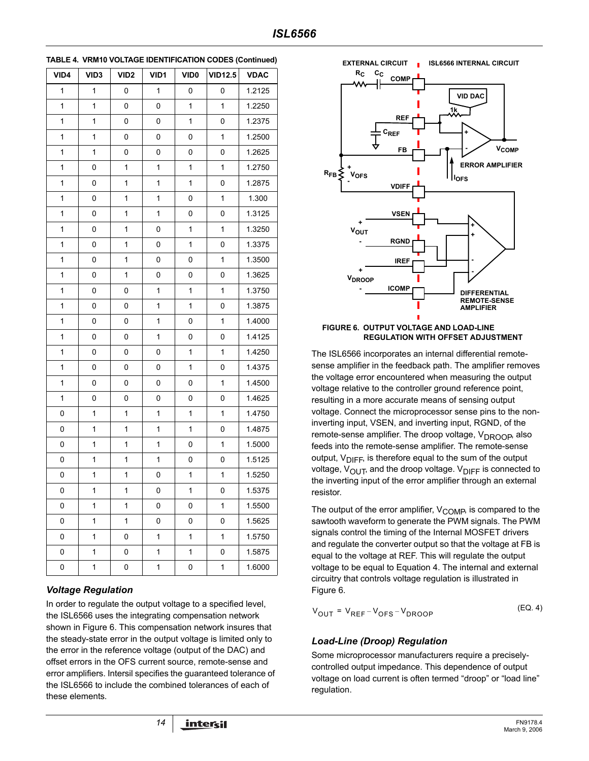**TABLE 4. VRM10 VOLTAGE IDENTIFICATION CODES (Continued)**

| VID4 | VID3 | VID2 | VID1 | VID0 | VID12.5 | VDAC |
|---|---|---|---|---|---|---|
| 1 | 1 | 0 | 1 | 0 | 0 | 1.2125 |
| 1 | 1 | 0 | 0 | 1 | 1 | 1.2250 |
| 1 | 1 | 0 | 0 | 1 | 0 | 1.2375 |
| 1 | 1 | 0 | 0 | 0 | 1 | 1.2500 |
| 1 | 1 | 0 | 0 | 0 | 0 | 1.2625 |
| 1 | 0 | 1 | 1 | 1 | 1 | 1.2750 |
| 1 | 0 | 1 | 1 | 1 | 0 | 1.2875 |
| 1 | 0 | 1 | 1 | 0 | 1 | 1.300 |
| 1 | 0 | 1 | 1 | 0 | 0 | 1.3125 |
| 1 | 0 | 1 | 0 | 1 | 1 | 1.3250 |
| 1 | 0 | 1 | 0 | 1 | 0 | 1.3375 |
| 1 | 0 | 1 | 0 | 0 | 1 | 1.3500 |
| 1 | 0 | 1 | 0 | 0 | 0 | 1.3625 |
| 1 | 0 | 0 | 1 | 1 | 1 | 1.3750 |
| 1 | 0 | 0 | 1 | 1 | 0 | 1.3875 |
| 1 | 0 | 0 | 1 | 0 | 1 | 1.4000 |
| 1 | 0 | 0 | 1 | 0 | 0 | 1.4125 |
| 1 | 0 | 0 | 0 | 1 | 1 | 1.4250 |
| 1 | 0 | 0 | 0 | 1 | 0 | 1.4375 |
| 1 | 0 | 0 | 0 | 0 | 1 | 1.4500 |
| 1 | 0 | 0 | 0 | 0 | 0 | 1.4625 |
| 0 | 1 | 1 | 1 | 1 | 1 | 1.4750 |
| 0 | 1 | 1 | 1 | 1 | 0 | 1.4875 |
| 0 | 1 | 1 | 1 | 0 | 1 | 1.5000 |
| 0 | 1 | 1 | 1 | 0 | 0 | 1.5125 |
| 0 | 1 | 1 | 0 | 1 | 1 | 1.5250 |
| 0 | 1 | 1 | 0 | 1 | 0 | 1.5375 |
| 0 | 1 | 1 | 0 | 0 | 1 | 1.5500 |
| 0 | 1 | 1 | 0 | 0 | 0 | 1.5625 |
| 0 | 1 | 0 | 1 | 1 | 1 | 1.5750 |
| 0 | 1 | 0 | 1 | 1 | 0 | 1.5875 |
| 0 | 1 | 0 | 1 | 0 | 1 | 1.6000 |

### *Voltage Regulation*

In order to regulate the output voltage to a specified level, the ISL6566 uses the integrating compensation network shown in Figure 6. This compensation network insures that the steady-state error in the output voltage is limited only to the error in the reference voltage (output of the DAC) and offset errors in the OFS current source, remote-sense and error amplifiers. Intersil specifies the guaranteed tolerance of the ISL6566 to include the combined tolerances of each of these elements.

**FIGURE 6. OUTPUT VOLTAGE AND LOAD-LINE REGULATION WITH OFFSET ADJUSTMENT**

The ISL6566 incorporates an internal differential remote-sense amplifier in the feedback path. The amplifier removes the voltage error encountered when measuring the output voltage relative to the controller ground reference point, resulting in a more accurate means of sensing output voltage. Connect the microprocessor sense pins to the non-inverting input, VSEN, and inverting input, RGND, of the remote-sense amplifier. The droop voltage, $V_{DROOP}$, also feeds into the remote-sense amplifier. The remote-sense output, $V_{DIFF}$, is therefore equal to the sum of the output voltage, $V_{OUT}$, and the droop voltage. $V_{DIFF}$ is connected to the inverting input of the error amplifier through an external resistor.

The output of the error amplifier, $V_{COMP}$, is compared to the sawtooth waveform to generate the PWM signals. The PWM signals control the timing of the Internal MOSFET drivers and regulate the converter output so that the voltage at FB is equal to the voltage at REF. This will regulate the output voltage to be equal to Equation 4. The internal and external circuitry that controls voltage regulation is illustrated in Figure 6.

$$V_{OUT} = V_{REF} - V_{OFS} - V_{DROOP} \quad \text{(EQ. 4)}$$

### *Load-Line (Droop) Regulation*

Some microprocessor manufacturers require a precisely-controlled output impedance. This dependence of output voltage on load current is often termed "droop" or "load line" regulation.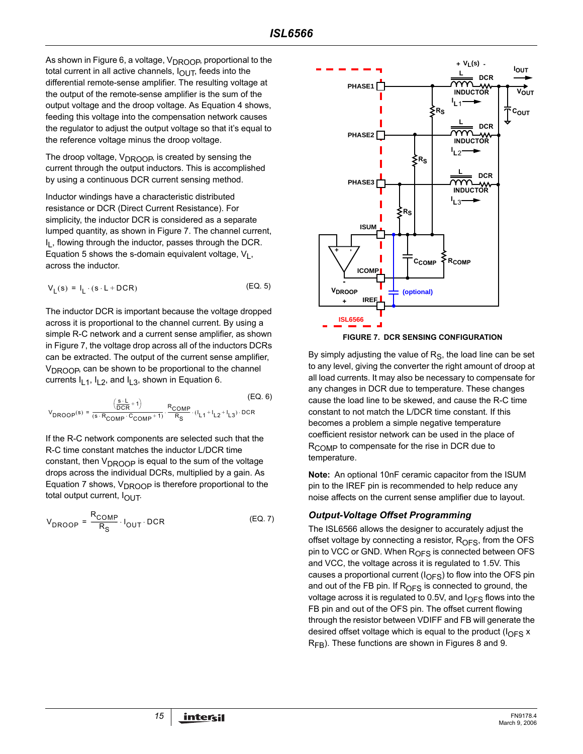As shown in Figure 6, a voltage, $V_{DROOP}$, proportional to the total current in all active channels, $I_{OUT}$, feeds into the differential remote-sense amplifier. The resulting voltage at the output of the remote-sense amplifier is the sum of the output voltage and the droop voltage. As Equation 4 shows, feeding this voltage into the compensation network causes the regulator to adjust the output voltage so that it's equal to the reference voltage minus the droop voltage.

The droop voltage, $V_{DROOP}$, is created by sensing the current through the output inductors. This is accomplished by using a continuous DCR current sensing method.

Inductor windings have a characteristic distributed resistance or DCR (Direct Current Resistance). For simplicity, the inductor DCR is considered as a separate lumped quantity, as shown in Figure 7. The channel current, $I_L$, flowing through the inductor, passes through the DCR. Equation 5 shows the s-domain equivalent voltage, $V_L$, across the inductor.

$$V_L(s) = I_L \cdot (s \cdot L + DCR) \tag{EQ. 5}$$

The inductor DCR is important because the voltage dropped across it is proportional to the channel current. By using a simple R-C network and a current sense amplifier, as shown in Figure 7, the voltage drop across all of the inductors DCRs can be extracted. The output of the current sense amplifier, $V_{DROOP}$, can be shown to be proportional to the channel currents $I_{L1}$, $I_{L2}$, and $I_{L3}$, shown in Equation 6.

$$V_{DROOP}(s) = \frac{\left(\frac{s \cdot L}{DCR} + 1\right)}{(s \cdot R_{COMP} \cdot C_{COMP} + 1)} \cdot \frac{R_{COMP}}{R_S} \cdot (I_{L1} + I_{L2} + I_{L3}) \cdot DCR \tag{EQ. 6}$$

If the R-C network components are selected such that the R-C time constant matches the inductor L/DCR time constant, then $V_{DROOP}$ is equal to the sum of the voltage drops across the individual DCRs, multiplied by a gain. As Equation 7 shows, $V_{DROOP}$ is therefore proportional to the total output current, $I_{OUT}$.

$$V_{DROOP} = \frac{R_{COMP}}{R_S} \cdot I_{OUT} \cdot DCR \tag{EQ. 7}$$

FIGURE 7. DCR SENSING CONFIGURATION

By simply adjusting the value of $R_S$, the load line can be set to any level, giving the converter the right amount of droop at all load currents. It may also be necessary to compensate for any changes in DCR due to temperature. These changes cause the load line to be skewed, and cause the R-C time constant to not match the L/DCR time constant. If this becomes a problem a simple negative temperature coefficient resistor network can be used in the place of $R_{COMP}$ to compensate for the rise in DCR due to temperature.

**Note:** An optional 10nF ceramic capacitor from the ISUM pin to the IREF pin is recommended to help reduce any noise affects on the current sense amplifier due to layout.

### *Output-Voltage Offset Programming*

The ISL6566 allows the designer to accurately adjust the offset voltage by connecting a resistor, $R_{OFS}$, from the OFS pin to VCC or GND. When $R_{OFS}$ is connected between OFS and VCC, the voltage across it is regulated to 1.5V. This causes a proportional current ($I_{OFS}$) to flow into the OFS pin and out of the FB pin. If $R_{OFS}$ is connected to ground, the voltage across it is regulated to 0.5V, and $I_{OFS}$ flows into the FB pin and out of the OFS pin. The offset current flowing through the resistor between VDIFF and FB will generate the desired offset voltage which is equal to the product ($I_{OFS}$ x $R_{FB}$). These functions are shown in Figures 8 and 9.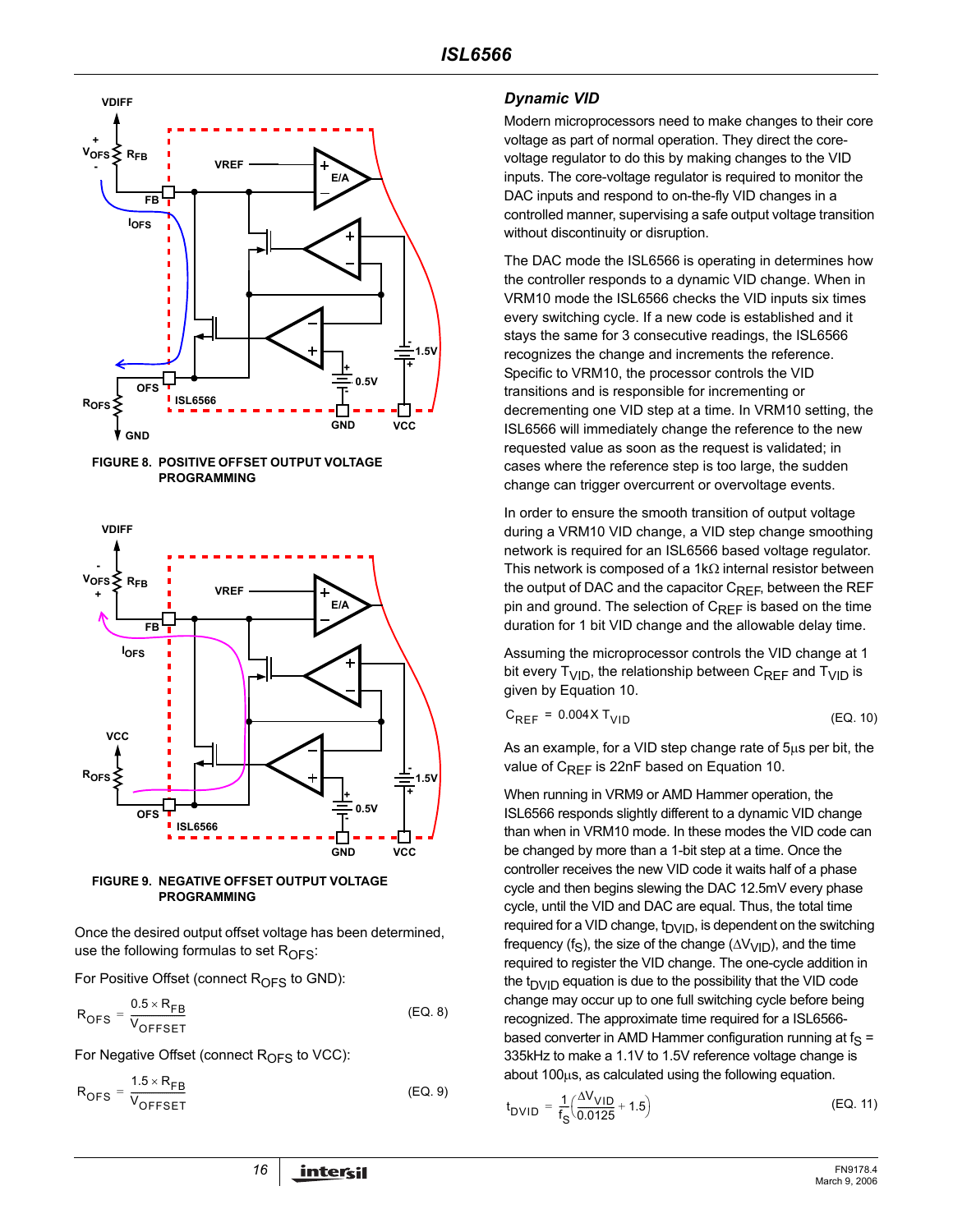FIGURE 8. POSITIVE OFFSET OUTPUT VOLTAGE PROGRAMMING

FIGURE 9. NEGATIVE OFFSET OUTPUT VOLTAGE PROGRAMMING

Once the desired output offset voltage has been determined, use the following formulas to set $R_{OFS}$:

For Positive Offset (connect $R_{OFS}$ to GND):

$$R_{OFS} = \frac{0.5 \times R_{FB}}{V_{OFFSET}} \quad \text{(EQ. 8)}$$

For Negative Offset (connect $R_{OFS}$ to VCC):

$$R_{OFS} = \frac{1.5 \times R_{FB}}{V_{OFFSET}} \quad \text{(EQ. 9)}$$

### *Dynamic VID*

Modern microprocessors need to make changes to their core voltage as part of normal operation. They direct the core-voltage regulator to do this by making changes to the VID inputs. The core-voltage regulator is required to monitor the DAC inputs and respond to on-the-fly VID changes in a controlled manner, supervising a safe output voltage transition without discontinuity or disruption.

The DAC mode the ISL6566 is operating in determines how the controller responds to a dynamic VID change. When in VRM10 mode the ISL6566 checks the VID inputs six times every switching cycle. If a new code is established and it stays the same for 3 consecutive readings, the ISL6566 recognizes the change and increments the reference. Specific to VRM10, the processor controls the VID transitions and is responsible for incrementing or decrementing one VID step at a time. In VRM10 setting, the ISL6566 will immediately change the reference to the new requested value as soon as the request is validated; in cases where the reference step is too large, the sudden change can trigger overcurrent or overvoltage events.

In order to ensure the smooth transition of output voltage during a VRM10 VID change, a VID step change smoothing network is required for an ISL6566 based voltage regulator. This network is composed of a 1kΩ internal resistor between the output of DAC and the capacitor $C_{REF}$, between the REF pin and ground. The selection of $C_{REF}$ is based on the time duration for 1 bit VID change and the allowable delay time.

Assuming the microprocessor controls the VID change at 1 bit every $T_{VID}$, the relationship between $C_{REF}$ and $T_{VID}$ is given by Equation 10.

$$C_{REF} = 0.004 \times T_{VID} \quad \text{(EQ. 10)}$$

As an example, for a VID step change rate of 5µs per bit, the value of $C_{REF}$ is 22nF based on Equation 10.

When running in VRM9 or AMD Hammer operation, the ISL6566 responds slightly different to a dynamic VID change than when in VRM10 mode. In these modes the VID code can be changed by more than a 1-bit step at a time. Once the controller receives the new VID code it waits half of a phase cycle and then begins slewing the DAC 12.5mV every phase cycle, until the VID and DAC are equal. Thus, the total time required for a VID change, $t_{DVID}$, is dependent on the switching frequency ($f_S$), the size of the change ($\Delta V_{VID}$), and the time required to register the VID change. The one-cycle addition in the $t_{DVID}$ equation is due to the possibility that the VID code change may occur up to one full switching cycle before being recognized. The approximate time required for a ISL6566-based converter in AMD Hammer configuration running at $f_S$ = 335kHz to make a 1.1V to 1.5V reference voltage change is about 100µs, as calculated using the following equation.

$$t_{DVID} = \frac{1}{f_S}\left(\frac{\Delta V_{VID}}{0.0125} + 1.5\right) \quad \text{(EQ. 11)}$$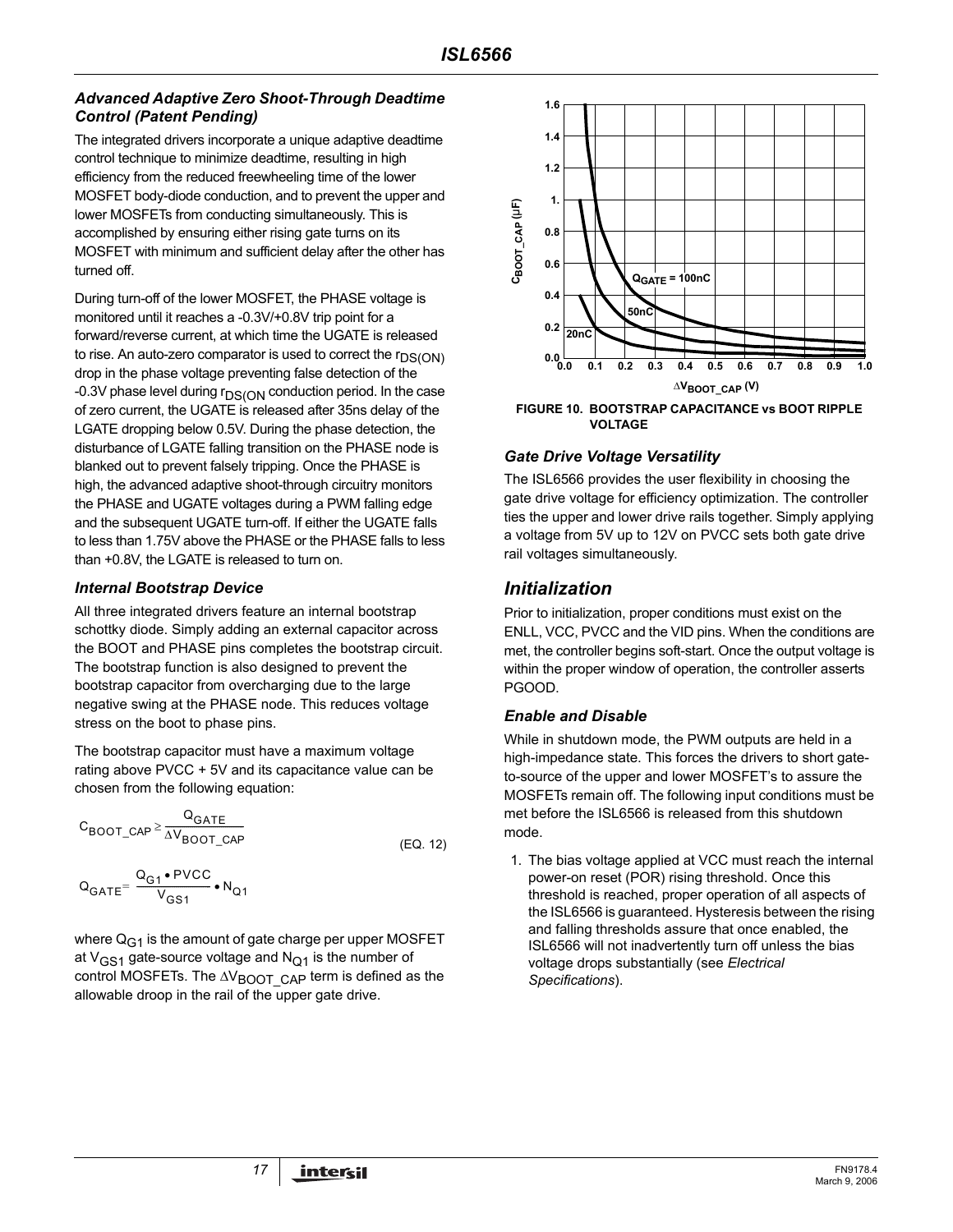### Advanced Adaptive Zero Shoot-Through Deadtime Control (Patent Pending)

The integrated drivers incorporate a unique adaptive deadtime control technique to minimize deadtime, resulting in high efficiency from the reduced freewheeling time of the lower MOSFET body-diode conduction, and to prevent the upper and lower MOSFETs from conducting simultaneously. This is accomplished by ensuring either rising gate turns on its MOSFET with minimum and sufficient delay after the other has turned off.

During turn-off of the lower MOSFET, the PHASE voltage is monitored until it reaches a -0.3V/+0.8V trip point for a forward/reverse current, at which time the UGATE is released to rise. An auto-zero comparator is used to correct the $r_{DS(ON)}$ drop in the phase voltage preventing false detection of the -0.3V phase level during $r_{DS(ON}$ conduction period. In the case of zero current, the UGATE is released after 35ns delay of the LGATE dropping below 0.5V. During the phase detection, the disturbance of LGATE falling transition on the PHASE node is blanked out to prevent falsely tripping. Once the PHASE is high, the advanced adaptive shoot-through circuitry monitors the PHASE and UGATE voltages during a PWM falling edge and the subsequent UGATE turn-off. If either the UGATE falls to less than 1.75V above the PHASE or the PHASE falls to less than +0.8V, the LGATE is released to turn on.

### Internal Bootstrap Device

All three integrated drivers feature an internal bootstrap schottky diode. Simply adding an external capacitor across the BOOT and PHASE pins completes the bootstrap circuit. The bootstrap function is also designed to prevent the bootstrap capacitor from overcharging due to the large negative swing at the PHASE node. This reduces voltage stress on the boot to phase pins.

The bootstrap capacitor must have a maximum voltage rating above PVCC + 5V and its capacitance value can be chosen from the following equation:

$$C_{BOOT\_CAP} \geq \frac{Q_{GATE}}{\Delta V_{BOOT\_CAP}} \qquad \text{(EQ. 12)}$$

$$Q_{GATE} = \frac{Q_{G1} \bullet PVCC}{V_{GS1}} \bullet N_{Q1}$$

where $Q_{G1}$ is the amount of gate charge per upper MOSFET at $V_{GS1}$ gate-source voltage and $N_{Q1}$ is the number of control MOSFETs. The $\Delta V_{BOOT\_CAP}$ term is defined as the allowable droop in the rail of the upper gate drive.

**FIGURE 10. BOOTSTRAP CAPACITANCE vs BOOT RIPPLE VOLTAGE**

### Gate Drive Voltage Versatility

The ISL6566 provides the user flexibility in choosing the gate drive voltage for efficiency optimization. The controller ties the upper and lower drive rails together. Simply applying a voltage from 5V up to 12V on PVCC sets both gate drive rail voltages simultaneously.

## Initialization

Prior to initialization, proper conditions must exist on the ENLL, VCC, PVCC and the VID pins. When the conditions are met, the controller begins soft-start. Once the output voltage is within the proper window of operation, the controller asserts PGOOD.

### Enable and Disable

While in shutdown mode, the PWM outputs are held in a high-impedance state. This forces the drivers to short gate-to-source of the upper and lower MOSFET's to assure the MOSFETs remain off. The following input conditions must be met before the ISL6566 is released from this shutdown mode.

1. The bias voltage applied at VCC must reach the internal power-on reset (POR) rising threshold. Once this threshold is reached, proper operation of all aspects of the ISL6566 is guaranteed. Hysteresis between the rising and falling thresholds assure that once enabled, the ISL6566 will not inadvertently turn off unless the bias voltage drops substantially (see *Electrical Specifications*).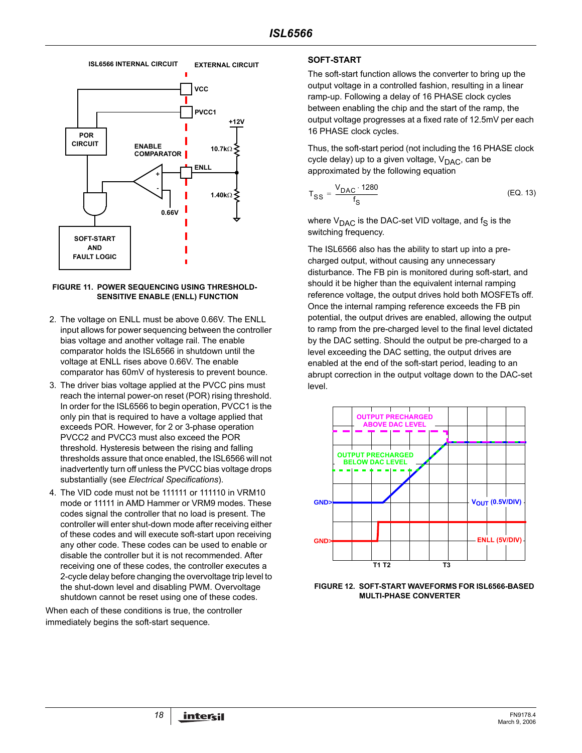FIGURE 11. POWER SEQUENCING USING THRESHOLD-SENSITIVE ENABLE (ENLL) FUNCTION

2. The voltage on ENLL must be above 0.66V. The ENLL input allows for power sequencing between the controller bias voltage and another voltage rail. The enable comparator holds the ISL6566 in shutdown until the voltage at ENLL rises above 0.66V. The enable comparator has 60mV of hysteresis to prevent bounce.
3. The driver bias voltage applied at the PVCC pins must reach the internal power-on reset (POR) rising threshold. In order for the ISL6566 to begin operation, PVCC1 is the only pin that is required to have a voltage applied that exceeds POR. However, for 2 or 3-phase operation PVCC2 and PVCC3 must also exceed the POR threshold. Hysteresis between the rising and falling thresholds assure that once enabled, the ISL6566 will not inadvertently turn off unless the PVCC bias voltage drops substantially (see *Electrical Specifications*).
4. The VID code must not be 111111 or 111110 in VRM10 mode or 11111 in AMD Hammer or VRM9 modes. These codes signal the controller that no load is present. The controller will enter shut-down mode after receiving either of these codes and will execute soft-start upon receiving any other code. These codes can be used to enable or disable the controller but it is not recommended. After receiving one of these codes, the controller executes a 2-cycle delay before changing the overvoltage trip level to the shut-down level and disabling PWM. Overvoltage shutdown cannot be reset using one of these codes.

When each of these conditions is true, the controller immediately begins the soft-start sequence.

## SOFT-START

The soft-start function allows the converter to bring up the output voltage in a controlled fashion, resulting in a linear ramp-up. Following a delay of 16 PHASE clock cycles between enabling the chip and the start of the ramp, the output voltage progresses at a fixed rate of 12.5mV per each 16 PHASE clock cycles.

Thus, the soft-start period (not including the 16 PHASE clock cycle delay) up to a given voltage, $V_{DAC}$, can be approximated by the following equation

$$T_{SS} = \frac{V_{DAC} \cdot 1280}{f_S} \qquad \text{(EQ. 13)}$$

where $V_{DAC}$ is the DAC-set VID voltage, and $f_S$ is the switching frequency.

The ISL6566 also has the ability to start up into a pre-charged output, without causing any unnecessary disturbance. The FB pin is monitored during soft-start, and should it be higher than the equivalent internal ramping reference voltage, the output drives hold both MOSFETs off. Once the internal ramping reference exceeds the FB pin potential, the output drives are enabled, allowing the output to ramp from the pre-charged level to the final level dictated by the DAC setting. Should the output be pre-charged to a level exceeding the DAC setting, the output drives are enabled at the end of the soft-start period, leading to an abrupt correction in the output voltage down to the DAC-set level.

FIGURE 12. SOFT-START WAVEFORMS FOR ISL6566-BASED MULTI-PHASE CONVERTER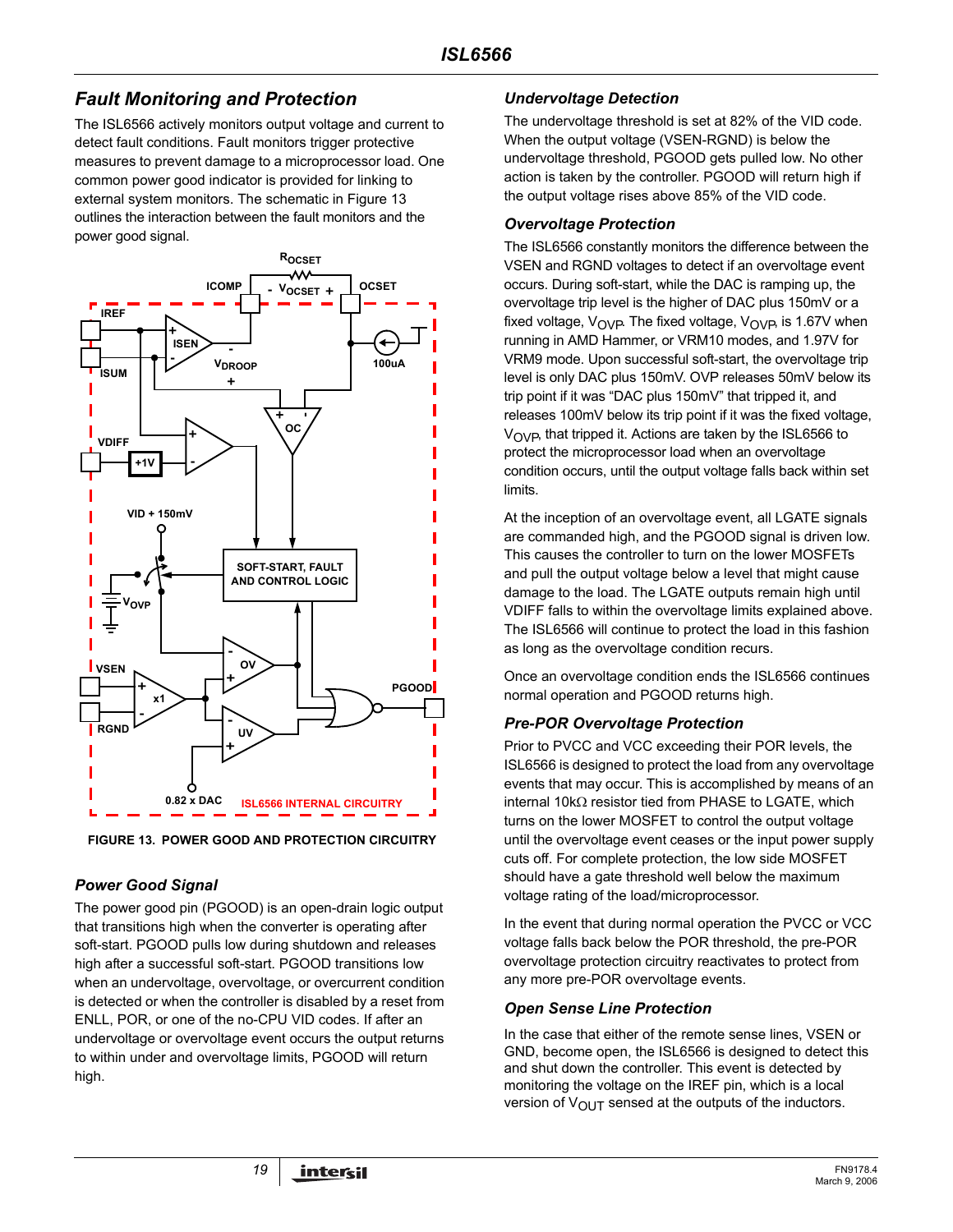## Fault Monitoring and Protection

The ISL6566 actively monitors output voltage and current to detect fault conditions. Fault monitors trigger protective measures to prevent damage to a microprocessor load. One common power good indicator is provided for linking to external system monitors. The schematic in Figure 13 outlines the interaction between the fault monitors and the power good signal.

FIGURE 13. POWER GOOD AND PROTECTION CIRCUITRY

### Power Good Signal

The power good pin (PGOOD) is an open-drain logic output that transitions high when the converter is operating after soft-start. PGOOD pulls low during shutdown and releases high after a successful soft-start. PGOOD transitions low when an undervoltage, overvoltage, or overcurrent condition is detected or when the controller is disabled by a reset from ENLL, POR, or one of the no-CPU VID codes. If after an undervoltage or overvoltage event occurs the output returns to within under and overvoltage limits, PGOOD will return high.

### Undervoltage Detection

The undervoltage threshold is set at 82% of the VID code. When the output voltage (VSEN-RGND) is below the undervoltage threshold, PGOOD gets pulled low. No other action is taken by the controller. PGOOD will return high if the output voltage rises above 85% of the VID code.

### Overvoltage Protection

The ISL6566 constantly monitors the difference between the VSEN and RGND voltages to detect if an overvoltage event occurs. During soft-start, while the DAC is ramping up, the overvoltage trip level is the higher of DAC plus 150mV or a fixed voltage, $V_{OVP}$. The fixed voltage, $V_{OVP}$, is 1.67V when running in AMD Hammer, or VRM10 modes, and 1.97V for VRM9 mode. Upon successful soft-start, the overvoltage trip level is only DAC plus 150mV. OVP releases 50mV below its trip point if it was "DAC plus 150mV" that tripped it, and releases 100mV below its trip point if it was the fixed voltage, $V_{OVP}$, that tripped it. Actions are taken by the ISL6566 to protect the microprocessor load when an overvoltage condition occurs, until the output voltage falls back within set limits.

At the inception of an overvoltage event, all LGATE signals are commanded high, and the PGOOD signal is driven low. This causes the controller to turn on the lower MOSFETs and pull the output voltage below a level that might cause damage to the load. The LGATE outputs remain high until VDIFF falls to within the overvoltage limits explained above. The ISL6566 will continue to protect the load in this fashion as long as the overvoltage condition recurs.

Once an overvoltage condition ends the ISL6566 continues normal operation and PGOOD returns high.

### Pre-POR Overvoltage Protection

Prior to PVCC and VCC exceeding their POR levels, the ISL6566 is designed to protect the load from any overvoltage events that may occur. This is accomplished by means of an internal 10kΩ resistor tied from PHASE to LGATE, which turns on the lower MOSFET to control the output voltage until the overvoltage event ceases or the input power supply cuts off. For complete protection, the low side MOSFET should have a gate threshold well below the maximum voltage rating of the load/microprocessor.

In the event that during normal operation the PVCC or VCC voltage falls back below the POR threshold, the pre-POR overvoltage protection circuitry reactivates to protect from any more pre-POR overvoltage events.

### Open Sense Line Protection

In the case that either of the remote sense lines, VSEN or GND, become open, the ISL6566 is designed to detect this and shut down the controller. This event is detected by monitoring the voltage on the IREF pin, which is a local version of $V_{OUT}$ sensed at the outputs of the inductors.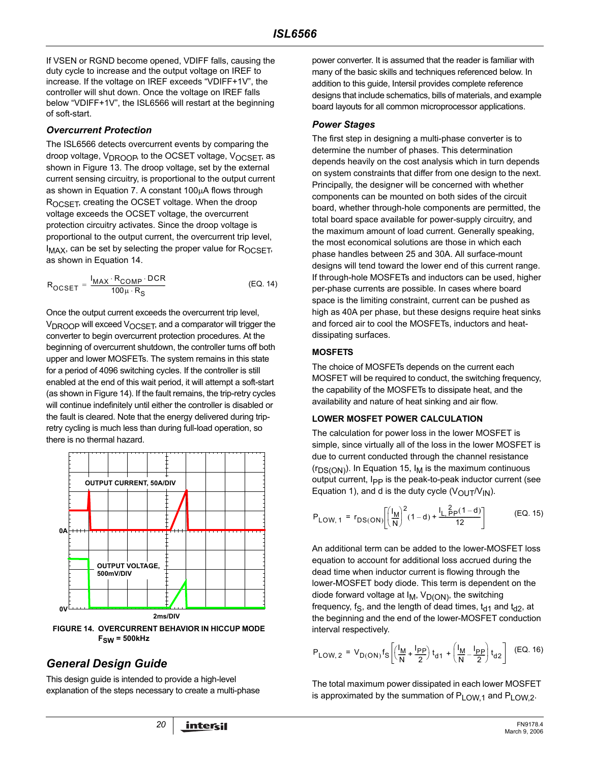If VSEN or RGND become opened, VDIFF falls, causing the duty cycle to increase and the output voltage on IREF to increase. If the voltage on IREF exceeds "VDIFF+1V", the controller will shut down. Once the voltage on IREF falls below "VDIFF+1V", the ISL6566 will restart at the beginning of soft-start.

### *Overcurrent Protection*

The ISL6566 detects overcurrent events by comparing the droop voltage, $V_{DROOP}$, to the OCSET voltage, $V_{OCSET}$, as shown in Figure 13. The droop voltage, set by the external current sensing circuitry, is proportional to the output current as shown in Equation 7. A constant 100µA flows through $R_{OCSET}$, creating the OCSET voltage. When the droop voltage exceeds the OCSET voltage, the overcurrent protection circuitry activates. Since the droop voltage is proportional to the output current, the overcurrent trip level, $I_{MAX}$, can be set by selecting the proper value for $R_{OCSET}$, as shown in Equation 14.

$$R_{OCSET} = \frac{I_{MAX} \cdot R_{COMP} \cdot DCR}{100\mu \cdot R_S} \qquad \text{(EQ. 14)}$$

Once the output current exceeds the overcurrent trip level, $V_{DROOP}$ will exceed $V_{OCSET}$, and a comparator will trigger the converter to begin overcurrent protection procedures. At the beginning of overcurrent shutdown, the controller turns off both upper and lower MOSFETs. The system remains in this state for a period of 4096 switching cycles. If the controller is still enabled at the end of this wait period, it will attempt a soft-start (as shown in Figure 14). If the fault remains, the trip-retry cycles will continue indefinitely until either the controller is disabled or the fault is cleared. Note that the energy delivered during trip-retry cycling is much less than during full-load operation, so there is no thermal hazard.

FIGURE 14. OVERCURRENT BEHAVIOR IN HICCUP MODE $F_{SW}$ = 500kHz

## *General Design Guide*

This design guide is intended to provide a high-level explanation of the steps necessary to create a multi-phase power converter. It is assumed that the reader is familiar with many of the basic skills and techniques referenced below. In addition to this guide, Intersil provides complete reference designs that include schematics, bills of materials, and example board layouts for all common microprocessor applications.

### *Power Stages*

The first step in designing a multi-phase converter is to determine the number of phases. This determination depends heavily on the cost analysis which in turn depends on system constraints that differ from one design to the next. Principally, the designer will be concerned with whether components can be mounted on both sides of the circuit board, whether through-hole components are permitted, the total board space available for power-supply circuitry, and the maximum amount of load current. Generally speaking, the most economical solutions are those in which each phase handles between 25 and 30A. All surface-mount designs will tend toward the lower end of this current range. If through-hole MOSFETs and inductors can be used, higher per-phase currents are possible. In cases where board space is the limiting constraint, current can be pushed as high as 40A per phase, but these designs require heat sinks and forced air to cool the MOSFETs, inductors and heat-dissipating surfaces.

#### MOSFETS

The choice of MOSFETs depends on the current each MOSFET will be required to conduct, the switching frequency, the capability of the MOSFETs to dissipate heat, and the availability and nature of heat sinking and air flow.

#### LOWER MOSFET POWER CALCULATION

The calculation for power loss in the lower MOSFET is simple, since virtually all of the loss in the lower MOSFET is due to current conducted through the channel resistance ($r_{DS(ON)}$). In Equation 15, $I_M$ is the maximum continuous output current, $I_{PP}$ is the peak-to-peak inductor current (see Equation 1), and d is the duty cycle ($V_{OUT}/V_{IN}$).

$$P_{LOW,1} = r_{DS(ON)}\left[\left(\frac{I_M}{N}\right)^2(1-d) + \frac{I_{L,PP}^2(1-d)}{12}\right] \qquad \text{(EQ. 15)}$$

An additional term can be added to the lower-MOSFET loss equation to account for additional loss accrued during the dead time when inductor current is flowing through the lower-MOSFET body diode. This term is dependent on the diode forward voltage at $I_M$, $V_{D(ON)}$, the switching frequency, $f_S$, and the length of dead times, $t_{d1}$ and $t_{d2}$, at the beginning and the end of the lower-MOSFET conduction interval respectively.

$$P_{LOW,2} = V_{D(ON)}f_S\left[\left(\frac{I_M}{N} + \frac{I_{PP}}{2}\right)t_{d1} + \left(\frac{I_M}{N} - \frac{I_{PP}}{2}\right)t_{d2}\right] \qquad \text{(EQ. 16)}$$

The total maximum power dissipated in each lower MOSFET is approximated by the summation of $P_{LOW,1}$ and $P_{LOW,2}$.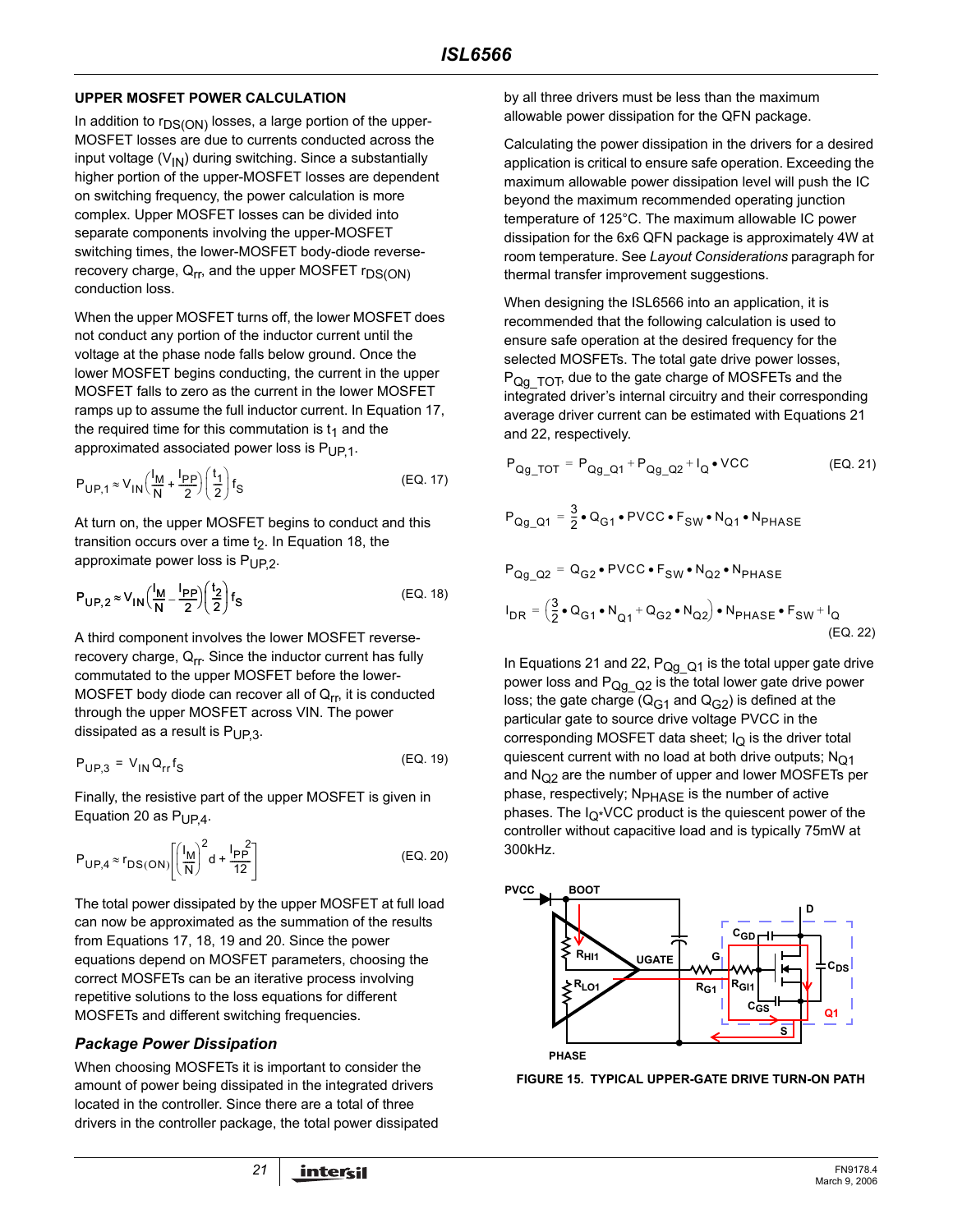### UPPER MOSFET POWER CALCULATION

In addition to $r_{DS(ON)}$ losses, a large portion of the upper-MOSFET losses are due to currents conducted across the input voltage ($V_{IN}$) during switching. Since a substantially higher portion of the upper-MOSFET losses are dependent on switching frequency, the power calculation is more complex. Upper MOSFET losses can be divided into separate components involving the upper-MOSFET switching times, the lower-MOSFET body-diode reverse-recovery charge, $Q_{rr}$, and the upper MOSFET $r_{DS(ON)}$ conduction loss.

When the upper MOSFET turns off, the lower MOSFET does not conduct any portion of the inductor current until the voltage at the phase node falls below ground. Once the lower MOSFET begins conducting, the current in the upper MOSFET falls to zero as the current in the lower MOSFET ramps up to assume the full inductor current. In Equation 17, the required time for this commutation is $t_1$ and the approximated associated power loss is $P_{UP,1}$.

$$P_{UP,1} \approx V_{IN}\left(\frac{I_M}{N} + \frac{I_{PP}}{2}\right)\left(\frac{t_1}{2}\right)f_S \qquad \text{(EQ. 17)}$$

At turn on, the upper MOSFET begins to conduct and this transition occurs over a time $t_2$. In Equation 18, the approximate power loss is $P_{UP,2}$.

$$P_{UP,2} \approx V_{IN}\left(\frac{I_M}{N} - \frac{I_{PP}}{2}\right)\left(\frac{t_2}{2}\right)f_S \qquad \text{(EQ. 18)}$$

A third component involves the lower MOSFET reverse-recovery charge, $Q_{rr}$. Since the inductor current has fully commutated to the upper MOSFET before the lower-MOSFET body diode can recover all of $Q_{rr}$, it is conducted through the upper MOSFET across VIN. The power dissipated as a result is $P_{UP,3}$.

$$P_{UP,3} = V_{IN}Q_{rr}f_S \qquad \text{(EQ. 19)}$$

Finally, the resistive part of the upper MOSFET is given in Equation 20 as $P_{UP,4}$.

$$P_{UP,4} \approx r_{DS(ON)}\left[\left(\frac{I_M}{N}\right)^2 d + \frac{I_{PP}^2}{12}\right] \qquad \text{(EQ. 20)}$$

The total power dissipated by the upper MOSFET at full load can now be approximated as the summation of the results from Equations 17, 18, 19 and 20. Since the power equations depend on MOSFET parameters, choosing the correct MOSFETs can be an iterative process involving repetitive solutions to the loss equations for different MOSFETs and different switching frequencies.

### *Package Power Dissipation*

When choosing MOSFETs it is important to consider the amount of power being dissipated in the integrated drivers located in the controller. Since there are a total of three drivers in the controller package, the total power dissipated by all three drivers must be less than the maximum allowable power dissipation for the QFN package.

Calculating the power dissipation in the drivers for a desired application is critical to ensure safe operation. Exceeding the maximum allowable power dissipation level will push the IC beyond the maximum recommended operating junction temperature of 125°C. The maximum allowable IC power dissipation for the 6x6 QFN package is approximately 4W at room temperature. See *Layout Considerations* paragraph for thermal transfer improvement suggestions.

When designing the ISL6566 into an application, it is recommended that the following calculation is used to ensure safe operation at the desired frequency for the selected MOSFETs. The total gate drive power losses, $P_{Qg\_TOT}$, due to the gate charge of MOSFETs and the integrated driver's internal circuitry and their corresponding average driver current can be estimated with Equations 21 and 22, respectively.

$$P_{Qg\_TOT} = P_{Qg\_Q1} + P_{Qg\_Q2} + I_Q \bullet VCC \qquad \text{(EQ. 21)}$$

$$P_{Qg\_Q1} = \frac{3}{2} \bullet Q_{G1} \bullet PVCC \bullet F_{SW} \bullet N_{Q1} \bullet N_{PHASE}$$

$$P_{Qg\_Q2} = Q_{G2} \bullet PVCC \bullet F_{SW} \bullet N_{Q2} \bullet N_{PHASE}$$

$$I_{DR} = \left(\frac{3}{2} \bullet Q_{G1} \bullet N_{Q1} + Q_{G2} \bullet N_{Q2}\right) \bullet N_{PHASE} \bullet F_{SW} + I_Q \qquad \text{(EQ. 22)}$$

In Equations 21 and 22, $P_{Qg\_Q1}$ is the total upper gate drive power loss and $P_{Qg\_Q2}$ is the total lower gate drive power loss; the gate charge ($Q_{G1}$ and $Q_{G2}$) is defined at the particular gate to source drive voltage PVCC in the corresponding MOSFET data sheet; $I_Q$ is the driver total quiescent current with no load at both drive outputs; $N_{Q1}$ and $N_{Q2}$ are the number of upper and lower MOSFETs per phase, respectively; $N_{PHASE}$ is the number of active phases. The $I_Q$*VCC product is the quiescent power of the controller without capacitive load and is typically 75mW at 300kHz.

FIGURE 15. TYPICAL UPPER-GATE DRIVE TURN-ON PATH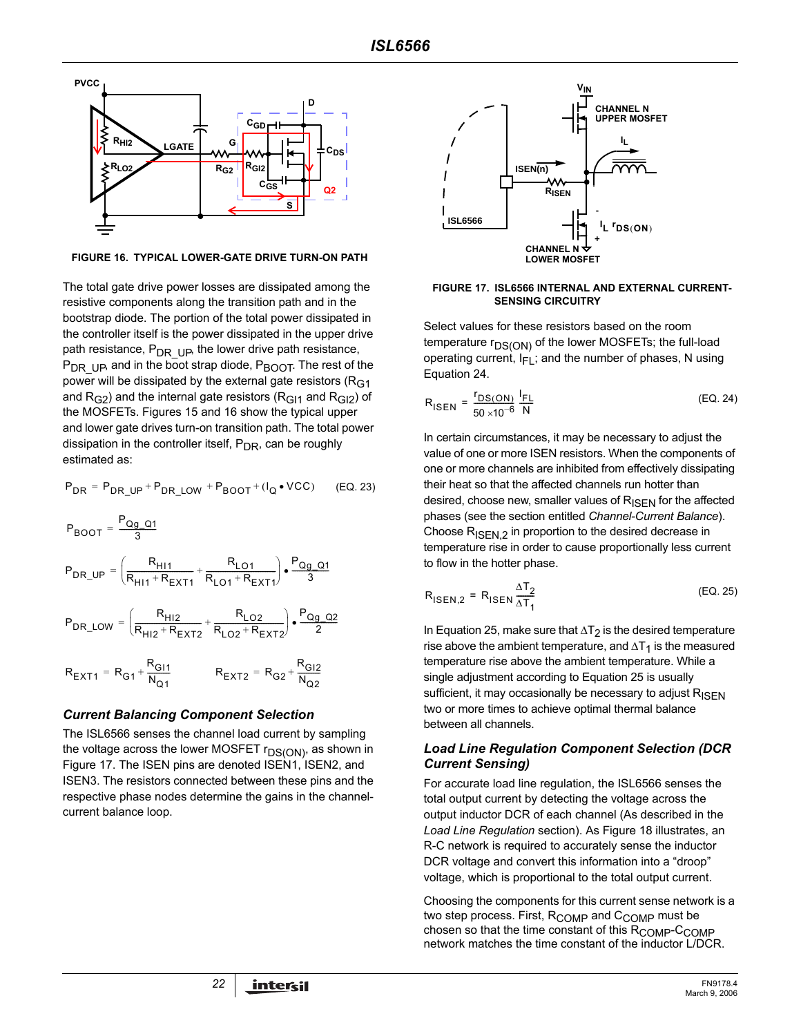FIGURE 16. TYPICAL LOWER-GATE DRIVE TURN-ON PATH

The total gate drive power losses are dissipated among the resistive components along the transition path and in the bootstrap diode. The portion of the total power dissipated in the controller itself is the power dissipated in the upper drive path resistance, $P_{DR\_UP}$, the lower drive path resistance, $P_{DR\_UP}$, and in the boot strap diode, $P_{BOOT}$. The rest of the power will be dissipated by the external gate resistors ($R_{G1}$ and $R_{G2}$) and the internal gate resistors ($R_{GI1}$ and $R_{GI2}$) of the MOSFETs. Figures 15 and 16 show the typical upper and lower gate drives turn-on transition path. The total power dissipation in the controller itself, $P_{DR}$, can be roughly estimated as:

$$P_{DR} = P_{DR\_UP} + P_{DR\_LOW} + P_{BOOT} + (I_Q \bullet VCC) \qquad \text{(EQ. 23)}$$

$$P_{BOOT} = \frac{P_{Qg\_Q1}}{3}$$

$$P_{DR\_UP} = \left( \frac{R_{HI1}}{R_{HI1} + R_{EXT1}} + \frac{R_{LO1}}{R_{LO1} + R_{EXT1}} \right) \bullet \frac{P_{Qg\_Q1}}{3}$$

$$P_{DR\_LOW} = \left( \frac{R_{HI2}}{R_{HI2} + R_{EXT2}} + \frac{R_{LO2}}{R_{LO2} + R_{EXT2}} \right) \bullet \frac{P_{Qg\_Q2}}{2}$$

$$R_{EXT1} = R_{G1} + \frac{R_{GI1}}{N_{Q1}} \qquad R_{EXT2} = R_{G2} + \frac{R_{GI2}}{N_{Q2}}$$

### Current Balancing Component Selection

The ISL6566 senses the channel load current by sampling the voltage across the lower MOSFET $r_{DS(ON)}$, as shown in Figure 17. The ISEN pins are denoted ISEN1, ISEN2, and ISEN3. The resistors connected between these pins and the respective phase nodes determine the gains in the channel-current balance loop.

FIGURE 17. ISL6566 INTERNAL AND EXTERNAL CURRENT-SENSING CIRCUITRY

Select values for these resistors based on the room temperature $r_{DS(ON)}$ of the lower MOSFETs; the full-load operating current, $I_{FL}$; and the number of phases, N using Equation 24.

$$R_{ISEN} = \frac{r_{DS(ON)}}{50 \times 10^{-6}} \frac{I_{FL}}{N} \qquad \text{(EQ. 24)}$$

In certain circumstances, it may be necessary to adjust the value of one or more ISEN resistors. When the components of one or more channels are inhibited from effectively dissipating their heat so that the affected channels run hotter than desired, choose new, smaller values of $R_{ISEN}$ for the affected phases (see the section entitled *Channel-Current Balance*). Choose $R_{ISEN,2}$ in proportion to the desired decrease in temperature rise in order to cause proportionally less current to flow in the hotter phase.

$$R_{ISEN,2} = R_{ISEN} \frac{\Delta T_2}{\Delta T_1} \qquad \text{(EQ. 25)}$$

In Equation 25, make sure that $\Delta T_2$ is the desired temperature rise above the ambient temperature, and $\Delta T_1$ is the measured temperature rise above the ambient temperature. While a single adjustment according to Equation 25 is usually sufficient, it may occasionally be necessary to adjust $R_{ISEN}$ two or more times to achieve optimal thermal balance between all channels.

### Load Line Regulation Component Selection (DCR Current Sensing)

For accurate load line regulation, the ISL6566 senses the total output current by detecting the voltage across the output inductor DCR of each channel (As described in the *Load Line Regulation* section). As Figure 18 illustrates, an R-C network is required to accurately sense the inductor DCR voltage and convert this information into a "droop" voltage, which is proportional to the total output current.

Choosing the components for this current sense network is a two step process. First, $R_{COMP}$ and $C_{COMP}$ must be chosen so that the time constant of this $R_{COMP}$-$C_{COMP}$ network matches the time constant of the inductor L/DCR.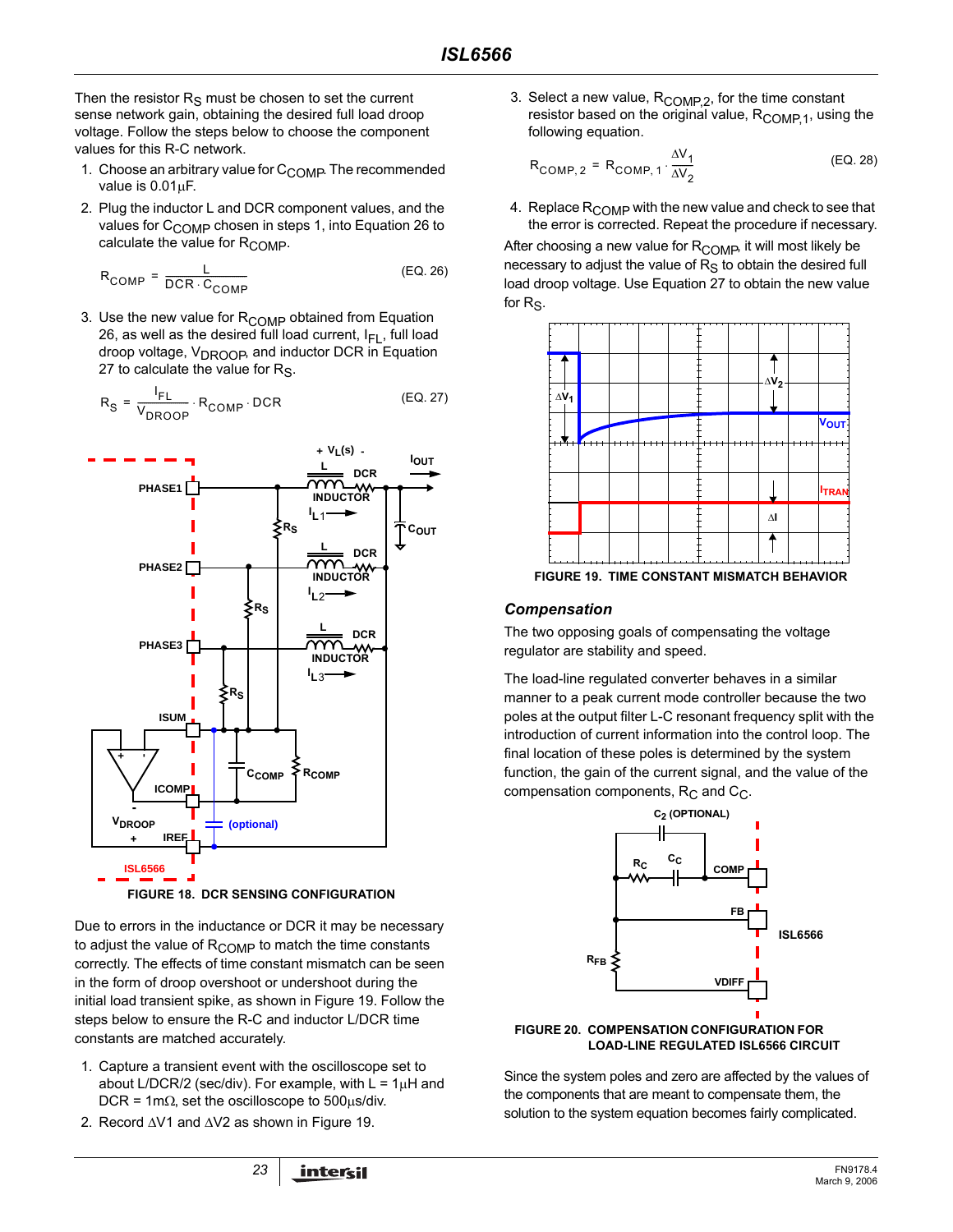Then the resistor $R_S$ must be chosen to set the current sense network gain, obtaining the desired full load droop voltage. Follow the steps below to choose the component values for this R-C network.

1. Choose an arbitrary value for $C_{COMP}$. The recommended value is 0.01µF.
2. Plug the inductor L and DCR component values, and the values for $C_{COMP}$ chosen in steps 1, into Equation 26 to calculate the value for $R_{COMP}$.

$$R_{COMP} = \frac{L}{DCR \cdot C_{COMP}} \quad \text{(EQ. 26)}$$

3. Use the new value for $R_{COMP}$ obtained from Equation 26, as well as the desired full load current, $I_{FL}$, full load droop voltage, $V_{DROOP}$, and inductor DCR in Equation 27 to calculate the value for $R_S$.

$$R_S = \frac{I_{FL}}{V_{DROOP}} \cdot R_{COMP} \cdot DCR \quad \text{(EQ. 27)}$$

FIGURE 18. DCR SENSING CONFIGURATION

Due to errors in the inductance or DCR it may be necessary to adjust the value of $R_{COMP}$ to match the time constants correctly. The effects of time constant mismatch can be seen in the form of droop overshoot or undershoot during the initial load transient spike, as shown in Figure 19. Follow the steps below to ensure the R-C and inductor L/DCR time constants are matched accurately.

1. Capture a transient event with the oscilloscope set to about L/DCR/2 (sec/div). For example, with L = 1µH and DCR = 1mΩ, set the oscilloscope to 500µs/div.
2. Record ΔV1 and ΔV2 as shown in Figure 19.
3. Select a new value, $R_{COMP,2}$, for the time constant resistor based on the original value, $R_{COMP,1}$, using the following equation.

$$R_{COMP,2} = R_{COMP,1} \cdot \frac{\Delta V_1}{\Delta V_2} \quad \text{(EQ. 28)}$$

4. Replace $R_{COMP}$ with the new value and check to see that the error is corrected. Repeat the procedure if necessary.

After choosing a new value for $R_{COMP}$, it will most likely be necessary to adjust the value of $R_S$ to obtain the desired full load droop voltage. Use Equation 27 to obtain the new value for $R_S$.

FIGURE 19. TIME CONSTANT MISMATCH BEHAVIOR

### Compensation

The two opposing goals of compensating the voltage regulator are stability and speed.

The load-line regulated converter behaves in a similar manner to a peak current mode controller because the two poles at the output filter L-C resonant frequency split with the introduction of current information into the control loop. The final location of these poles is determined by the system function, the gain of the current signal, and the value of the compensation components, $R_C$ and $C_C$.

FIGURE 20. COMPENSATION CONFIGURATION FOR LOAD-LINE REGULATED ISL6566 CIRCUIT

Since the system poles and zero are affected by the values of the components that are meant to compensate them, the solution to the system equation becomes fairly complicated.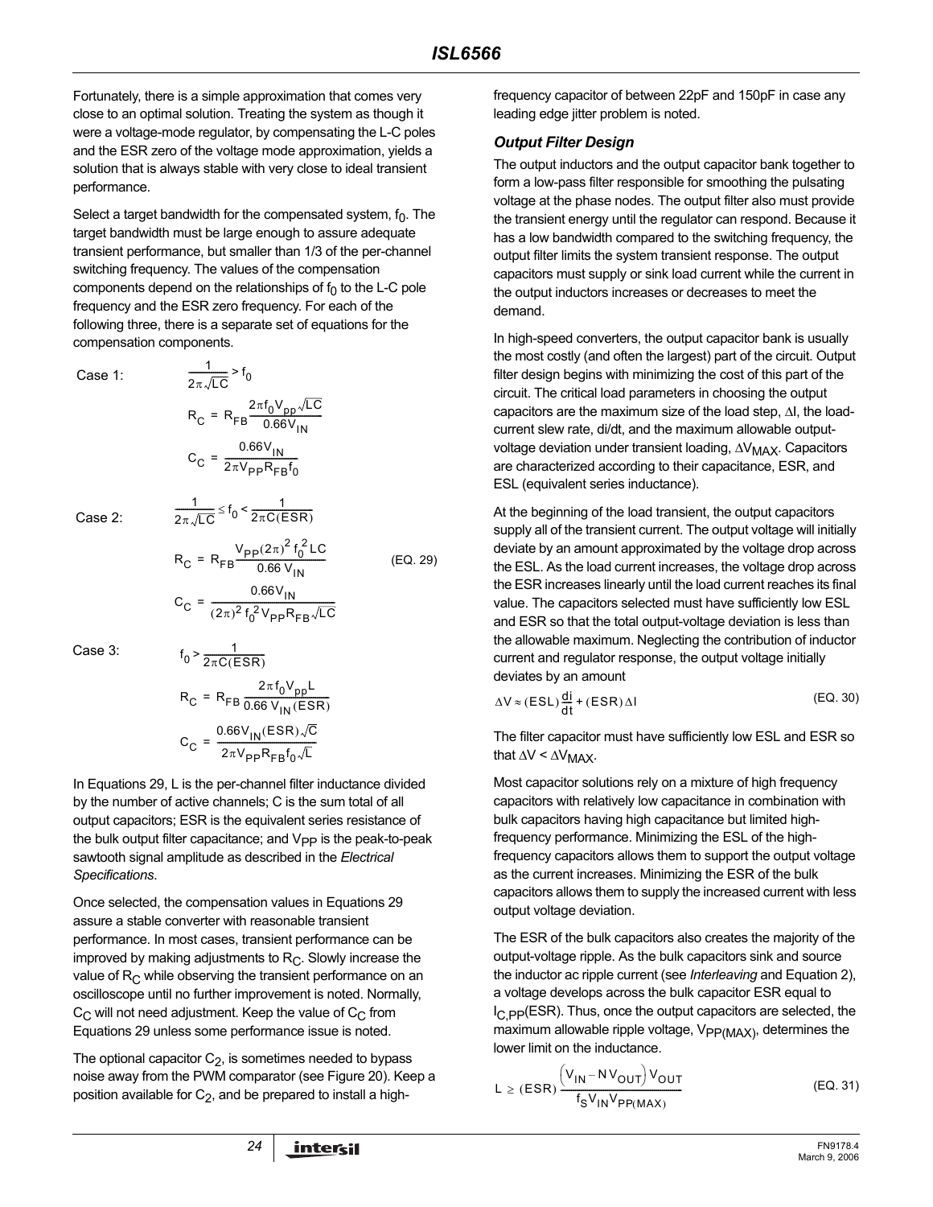Fortunately, there is a simple approximation that comes very close to an optimal solution. Treating the system as though it were a voltage-mode regulator, by compensating the L-C poles and the ESR zero of the voltage mode approximation, yields a solution that is always stable with very close to ideal transient performance.

Select a target bandwidth for the compensated system, $f_0$. The target bandwidth must be large enough to assure adequate transient performance, but smaller than 1/3 of the per-channel switching frequency. The values of the compensation components depend on the relationships of $f_0$ to the L-C pole frequency and the ESR zero frequency. For each of the following three, there is a separate set of equations for the compensation components.

Case 1:

$$\frac{1}{2\pi\sqrt{LC}} > f_0$$

$$R_C = R_{FB}\frac{2\pi f_0 V_{pp}\sqrt{LC}}{0.66V_{IN}}$$

$$C_C = \frac{0.66V_{IN}}{2\pi V_{PP}R_{FB}f_0}$$

Case 2:

$$\frac{1}{2\pi\sqrt{LC}} \leq f_0 < \frac{1}{2\pi C(ESR)}$$

$$R_C = R_{FB}\frac{V_{PP}(2\pi)^2 f_0^2 LC}{0.66\ V_{IN}} \qquad \text{(EQ. 29)}$$

$$C_C = \frac{0.66V_{IN}}{(2\pi)^2 f_0^2 V_{PP}R_{FB}\sqrt{LC}}$$

Case 3:

$$f_0 > \frac{1}{2\pi C(ESR)}$$

$$R_C = R_{FB}\frac{2\pi f_0 V_{pp}L}{0.66\ V_{IN}(ESR)}$$

$$C_C = \frac{0.66V_{IN}(ESR)\sqrt{C}}{2\pi V_{PP}R_{FB}f_0\sqrt{L}}$$

In Equations 29, L is the per-channel filter inductance divided by the number of active channels; C is the sum total of all output capacitors; ESR is the equivalent series resistance of the bulk output filter capacitance; and $V_{PP}$ is the peak-to-peak sawtooth signal amplitude as described in the *Electrical Specifications*.

Once selected, the compensation values in Equations 29 assure a stable converter with reasonable transient performance. In most cases, transient performance can be improved by making adjustments to $R_C$. Slowly increase the value of $R_C$ while observing the transient performance on an oscilloscope until no further improvement is noted. Normally, $C_C$ will not need adjustment. Keep the value of $C_C$ from Equations 29 unless some performance issue is noted.

The optional capacitor $C_2$, is sometimes needed to bypass noise away from the PWM comparator (see Figure 20). Keep a position available for $C_2$, and be prepared to install a high-frequency capacitor of between 22pF and 150pF in case any leading edge jitter problem is noted.

### *Output Filter Design*

The output inductors and the output capacitor bank together to form a low-pass filter responsible for smoothing the pulsating voltage at the phase nodes. The output filter also must provide the transient energy until the regulator can respond. Because it has a low bandwidth compared to the switching frequency, the output filter limits the system transient response. The output capacitors must supply or sink load current while the current in the output inductors increases or decreases to meet the demand.

In high-speed converters, the output capacitor bank is usually the most costly (and often the largest) part of the circuit. Output filter design begins with minimizing the cost of this part of the circuit. The critical load parameters in choosing the output capacitors are the maximum size of the load step, $\Delta I$, the load-current slew rate, di/dt, and the maximum allowable output-voltage deviation under transient loading, $\Delta V_{MAX}$. Capacitors are characterized according to their capacitance, ESR, and ESL (equivalent series inductance).

At the beginning of the load transient, the output capacitors supply all of the transient current. The output voltage will initially deviate by an amount approximated by the voltage drop across the ESL. As the load current increases, the voltage drop across the ESR increases linearly until the load current reaches its final value. The capacitors selected must have sufficiently low ESL and ESR so that the total output-voltage deviation is less than the allowable maximum. Neglecting the contribution of inductor current and regulator response, the output voltage initially deviates by an amount

$$\Delta V \approx (ESL)\frac{di}{dt} + (ESR)\Delta I \qquad \text{(EQ. 30)}$$

The filter capacitor must have sufficiently low ESL and ESR so that $\Delta V < \Delta V_{MAX}$.

Most capacitor solutions rely on a mixture of high frequency capacitors with relatively low capacitance in combination with bulk capacitors having high capacitance but limited high-frequency performance. Minimizing the ESL of the high-frequency capacitors allows them to support the output voltage as the current increases. Minimizing the ESR of the bulk capacitors allows them to supply the increased current with less output voltage deviation.

The ESR of the bulk capacitors also creates the majority of the output-voltage ripple. As the bulk capacitors sink and source the inductor ac ripple current (see *Interleaving* and Equation 2), a voltage develops across the bulk capacitor ESR equal to $I_{C,PP}$(ESR). Thus, once the output capacitors are selected, the maximum allowable ripple voltage, $V_{PP(MAX)}$, determines the lower limit on the inductance.

$$L \geq (ESR)\frac{\left(V_{IN} - N V_{OUT}\right)V_{OUT}}{f_S V_{IN} V_{PP(MAX)}} \qquad \text{(EQ. 31)}$$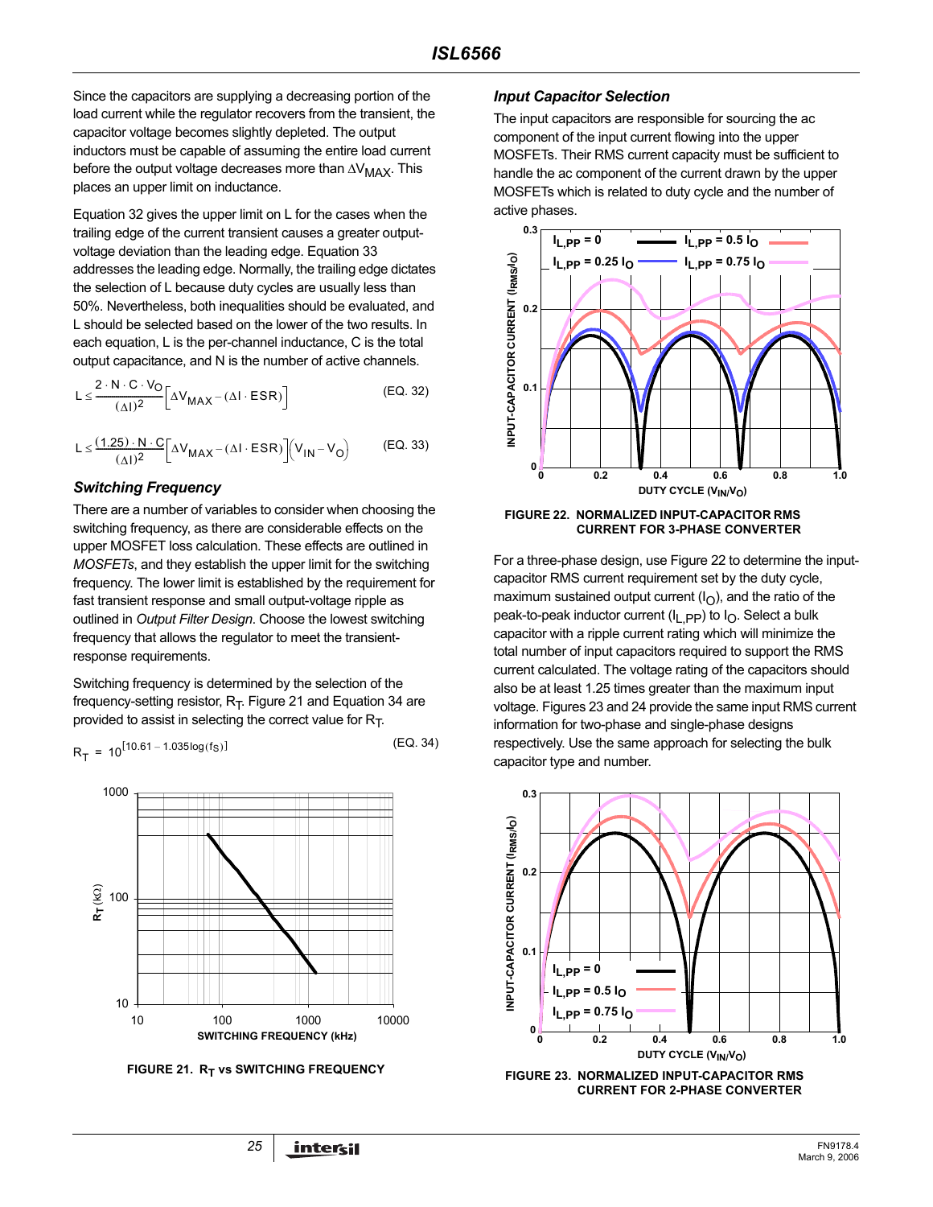Since the capacitors are supplying a decreasing portion of the load current while the regulator recovers from the transient, the capacitor voltage becomes slightly depleted. The output inductors must be capable of assuming the entire load current before the output voltage decreases more than $\Delta V_{MAX}$. This places an upper limit on inductance.

Equation 32 gives the upper limit on L for the cases when the trailing edge of the current transient causes a greater output-voltage deviation than the leading edge. Equation 33 addresses the leading edge. Normally, the trailing edge dictates the selection of L because duty cycles are usually less than 50%. Nevertheless, both inequalities should be evaluated, and L should be selected based on the lower of the two results. In each equation, L is the per-channel inductance, C is the total output capacitance, and N is the number of active channels.

$$L \le \frac{2 \cdot N \cdot C \cdot V_O}{(\Delta I)^2}\left[\Delta V_{MAX} - (\Delta I \cdot ESR)\right] \quad \text{(EQ. 32)}$$

$$L \le \frac{(1.25) \cdot N \cdot C}{(\Delta I)^2}\left[\Delta V_{MAX} - (\Delta I \cdot ESR)\right]\left(V_{IN} - V_O\right) \quad \text{(EQ. 33)}$$

### Switching Frequency

There are a number of variables to consider when choosing the switching frequency, as there are considerable effects on the upper MOSFET loss calculation. These effects are outlined in *MOSFETs*, and they establish the upper limit for the switching frequency. The lower limit is established by the requirement for fast transient response and small output-voltage ripple as outlined in *Output Filter Design*. Choose the lowest switching frequency that allows the regulator to meet the transient-response requirements.

Switching frequency is determined by the selection of the frequency-setting resistor, $R_T$. Figure 21 and Equation 34 are provided to assist in selecting the correct value for $R_T$.

$$R_T = 10^{[10.61 - 1.035\log(f_S)]} \quad \text{(EQ. 34)}$$

FIGURE 21. $R_T$ vs SWITCHING FREQUENCY

### Input Capacitor Selection

The input capacitors are responsible for sourcing the ac component of the input current flowing into the upper MOSFETs. Their RMS current capacity must be sufficient to handle the ac component of the current drawn by the upper MOSFETs which is related to duty cycle and the number of active phases.

FIGURE 22. NORMALIZED INPUT-CAPACITOR RMS CURRENT FOR 3-PHASE CONVERTER

For a three-phase design, use Figure 22 to determine the input-capacitor RMS current requirement set by the duty cycle, maximum sustained output current ($I_O$), and the ratio of the peak-to-peak inductor current ($I_{L,PP}$) to $I_O$. Select a bulk capacitor with a ripple current rating which will minimize the total number of input capacitors required to support the RMS current calculated. The voltage rating of the capacitors should also be at least 1.25 times greater than the maximum input voltage. Figures 23 and 24 provide the same input RMS current information for two-phase and single-phase designs respectively. Use the same approach for selecting the bulk capacitor type and number.

FIGURE 23. NORMALIZED INPUT-CAPACITOR RMS CURRENT FOR 2-PHASE CONVERTER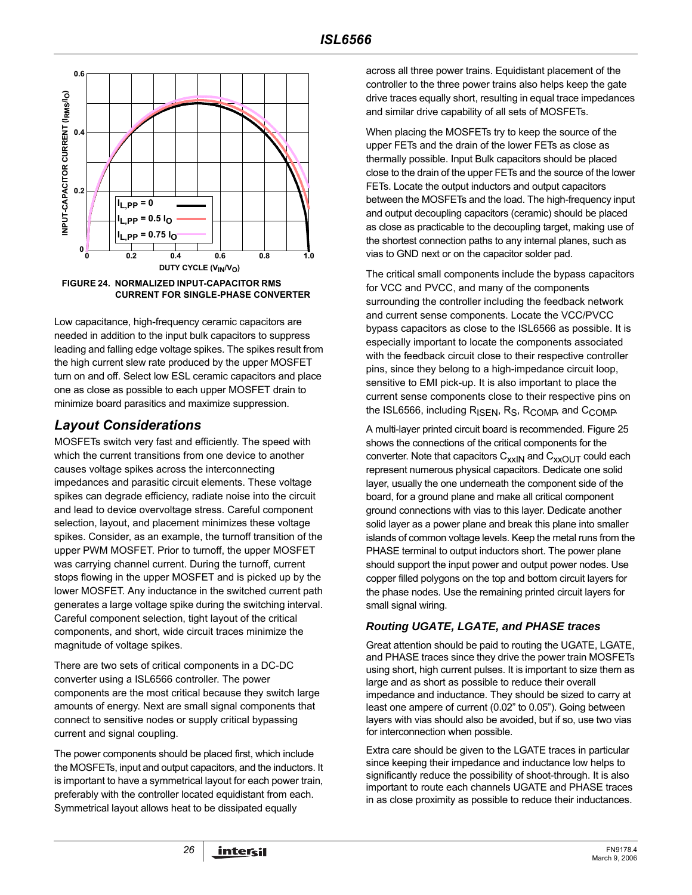FIGURE 24. NORMALIZED INPUT-CAPACITOR RMS CURRENT FOR SINGLE-PHASE CONVERTER

Low capacitance, high-frequency ceramic capacitors are needed in addition to the input bulk capacitors to suppress leading and falling edge voltage spikes. The spikes result from the high current slew rate produced by the upper MOSFET turn on and off. Select low ESL ceramic capacitors and place one as close as possible to each upper MOSFET drain to minimize board parasitics and maximize suppression.

## Layout Considerations

MOSFETs switch very fast and efficiently. The speed with which the current transitions from one device to another causes voltage spikes across the interconnecting impedances and parasitic circuit elements. These voltage spikes can degrade efficiency, radiate noise into the circuit and lead to device overvoltage stress. Careful component selection, layout, and placement minimizes these voltage spikes. Consider, as an example, the turnoff transition of the upper PWM MOSFET. Prior to turnoff, the upper MOSFET was carrying channel current. During the turnoff, current stops flowing in the upper MOSFET and is picked up by the lower MOSFET. Any inductance in the switched current path generates a large voltage spike during the switching interval. Careful component selection, tight layout of the critical components, and short, wide circuit traces minimize the magnitude of voltage spikes.

There are two sets of critical components in a DC-DC converter using a ISL6566 controller. The power components are the most critical because they switch large amounts of energy. Next are small signal components that connect to sensitive nodes or supply critical bypassing current and signal coupling.

The power components should be placed first, which include the MOSFETs, input and output capacitors, and the inductors. It is important to have a symmetrical layout for each power train, preferably with the controller located equidistant from each. Symmetrical layout allows heat to be dissipated equally across all three power trains. Equidistant placement of the controller to the three power trains also helps keep the gate drive traces equally short, resulting in equal trace impedances and similar drive capability of all sets of MOSFETs.

When placing the MOSFETs try to keep the source of the upper FETs and the drain of the lower FETs as close as thermally possible. Input Bulk capacitors should be placed close to the drain of the upper FETs and the source of the lower FETs. Locate the output inductors and output capacitors between the MOSFETs and the load. The high-frequency input and output decoupling capacitors (ceramic) should be placed as close as practicable to the decoupling target, making use of the shortest connection paths to any internal planes, such as vias to GND next or on the capacitor solder pad.

The critical small components include the bypass capacitors for VCC and PVCC, and many of the components surrounding the controller including the feedback network and current sense components. Locate the VCC/PVCC bypass capacitors as close to the ISL6566 as possible. It is especially important to locate the components associated with the feedback circuit close to their respective controller pins, since they belong to a high-impedance circuit loop, sensitive to EMI pick-up. It is also important to place the current sense components close to their respective pins on the ISL6566, including $R_{ISEN}$, $R_S$, $R_{COMP}$, and $C_{COMP}$.

A multi-layer printed circuit board is recommended. Figure 25 shows the connections of the critical components for the converter. Note that capacitors $C_{xxIN}$ and $C_{xxOUT}$ could each represent numerous physical capacitors. Dedicate one solid layer, usually the one underneath the component side of the board, for a ground plane and make all critical component ground connections with vias to this layer. Dedicate another solid layer as a power plane and break this plane into smaller islands of common voltage levels. Keep the metal runs from the PHASE terminal to output inductors short. The power plane should support the input power and output power nodes. Use copper filled polygons on the top and bottom circuit layers for the phase nodes. Use the remaining printed circuit layers for small signal wiring.

### Routing UGATE, LGATE, and PHASE traces

Great attention should be paid to routing the UGATE, LGATE, and PHASE traces since they drive the power train MOSFETs using short, high current pulses. It is important to size them as large and as short as possible to reduce their overall impedance and inductance. They should be sized to carry at least one ampere of current (0.02" to 0.05"). Going between layers with vias should also be avoided, but if so, use two vias for interconnection when possible.

Extra care should be given to the LGATE traces in particular since keeping their impedance and inductance low helps to significantly reduce the possibility of shoot-through. It is also important to route each channels UGATE and PHASE traces in as close proximity as possible to reduce their inductances.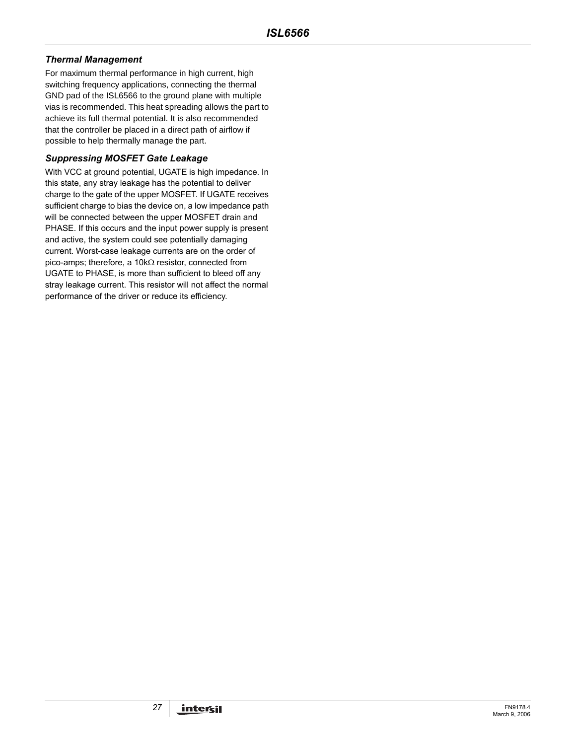### *Thermal Management*

For maximum thermal performance in high current, high switching frequency applications, connecting the thermal GND pad of the ISL6566 to the ground plane with multiple vias is recommended. This heat spreading allows the part to achieve its full thermal potential. It is also recommended that the controller be placed in a direct path of airflow if possible to help thermally manage the part.

### *Suppressing MOSFET Gate Leakage*

With VCC at ground potential, UGATE is high impedance. In this state, any stray leakage has the potential to deliver charge to the gate of the upper MOSFET. If UGATE receives sufficient charge to bias the device on, a low impedance path will be connected between the upper MOSFET drain and PHASE. If this occurs and the input power supply is present and active, the system could see potentially damaging current. Worst-case leakage currents are on the order of pico-amps; therefore, a 10kΩ resistor, connected from UGATE to PHASE, is more than sufficient to bleed off any stray leakage current. This resistor will not affect the normal performance of the driver or reduce its efficiency.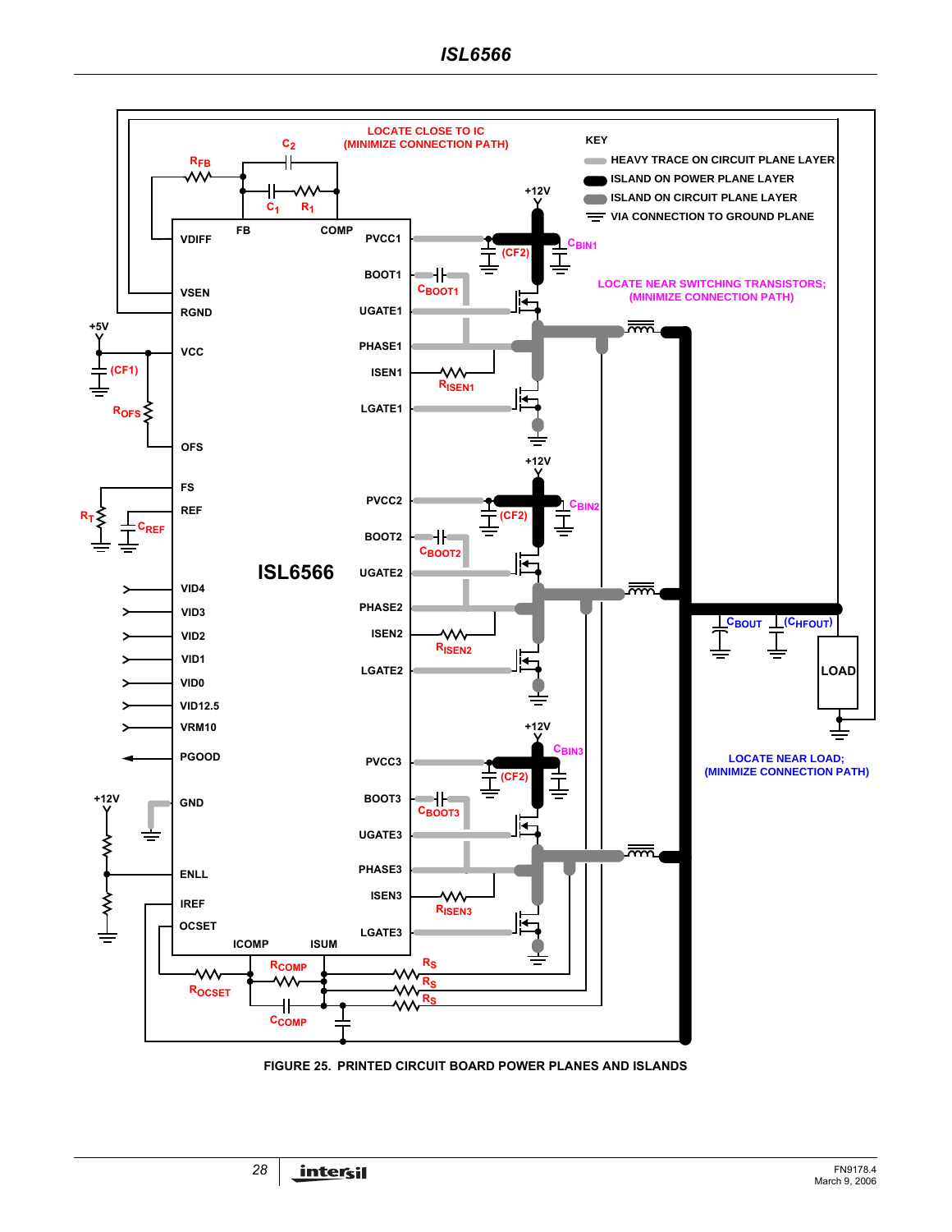FIGURE 25. PRINTED CIRCUIT BOARD POWER PLANES AND ISLANDS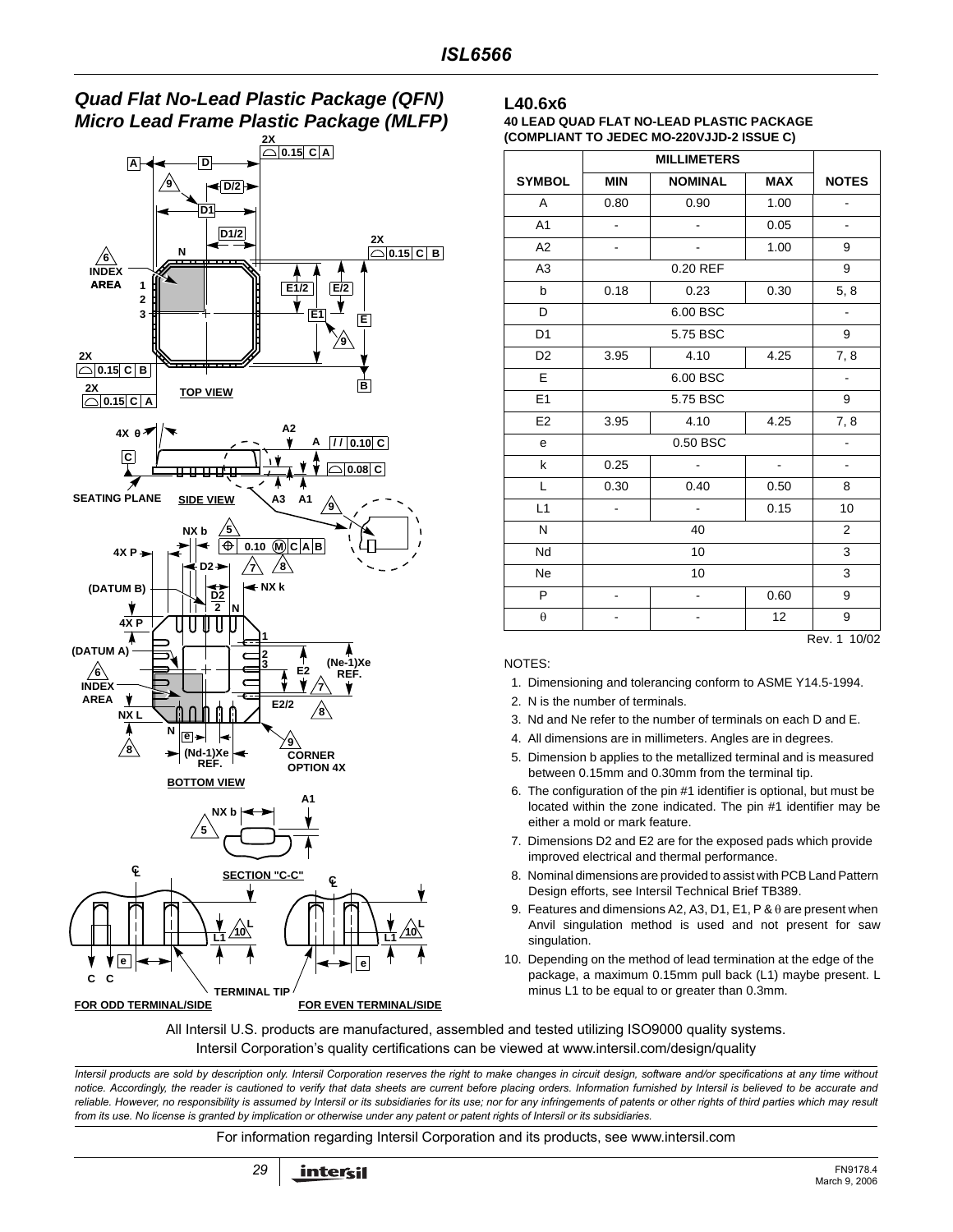## Quad Flat No-Lead Plastic Package (QFN) Micro Lead Frame Plastic Package (MLFP)

TOP VIEW

SIDE VIEW

BOTTOM VIEW

SECTION "C-C"

FOR ODD TERMINAL/SIDE

FOR EVEN TERMINAL/SIDE

### L40.6x6

**40 LEAD QUAD FLAT NO-LEAD PLASTIC PACKAGE (COMPLIANT TO JEDEC MO-220VJJD-2 ISSUE C)**

| SYMBOL | MILLIMETERS | | | NOTES |
|---|---|---|---|---|
| | MIN | NOMINAL | MAX | |
| A | 0.80 | 0.90 | 1.00 | - |
| A1 | - | - | 0.05 | - |
| A2 | - | - | 1.00 | 9 |
| A3 | 0.20 REF | | | 9 |
| b | 0.18 | 0.23 | 0.30 | 5, 8 |
| D | 6.00 BSC | | | - |
| D1 | 5.75 BSC | | | 9 |
| D2 | 3.95 | 4.10 | 4.25 | 7, 8 |
| E | 6.00 BSC | | | - |
| E1 | 5.75 BSC | | | 9 |
| E2 | 3.95 | 4.10 | 4.25 | 7, 8 |
| e | 0.50 BSC | | | - |
| k | 0.25 | - | - | - |
| L | 0.30 | 0.40 | 0.50 | 8 |
| L1 | - | - | 0.15 | 10 |
| N | 40 | | | 2 |
| Nd | 10 | | | 3 |
| Ne | 10 | | | 3 |
| P | - | - | 0.60 | 9 |
| θ | - | - | 12 | 9 |

Rev. 1 10/02

NOTES:

1. Dimensioning and tolerancing conform to ASME Y14.5-1994.
2. N is the number of terminals.
3. Nd and Ne refer to the number of terminals on each D and E.
4. All dimensions are in millimeters. Angles are in degrees.
5. Dimension b applies to the metallized terminal and is measured between 0.15mm and 0.30mm from the terminal tip.
6. The configuration of the pin #1 identifier is optional, but must be located within the zone indicated. The pin #1 identifier may be either a mold or mark feature.
7. Dimensions D2 and E2 are for the exposed pads which provide improved electrical and thermal performance.
8. Nominal dimensions are provided to assist with PCB Land Pattern Design efforts, see Intersil Technical Brief TB389.
9. Features and dimensions A2, A3, D1, E1, P & θ are present when Anvil singulation method is used and not present for saw singulation.
10. Depending on the method of lead termination at the edge of the package, a maximum 0.15mm pull back (L1) maybe present. L minus L1 to be equal to or greater than 0.3mm.

All Intersil U.S. products are manufactured, assembled and tested utilizing ISO9000 quality systems. Intersil Corporation's quality certifications can be viewed at www.intersil.com/design/quality

*Intersil products are sold by description only. Intersil Corporation reserves the right to make changes in circuit design, software and/or specifications at any time without notice. Accordingly, the reader is cautioned to verify that data sheets are current before placing orders. Information furnished by Intersil is believed to be accurate and reliable. However, no responsibility is assumed by Intersil or its subsidiaries for its use; nor for any infringements of patents or other rights of third parties which may result from its use. No license is granted by implication or otherwise under any patent or patent rights of Intersil or its subsidiaries.*

For information regarding Intersil Corporation and its products, see www.intersil.com